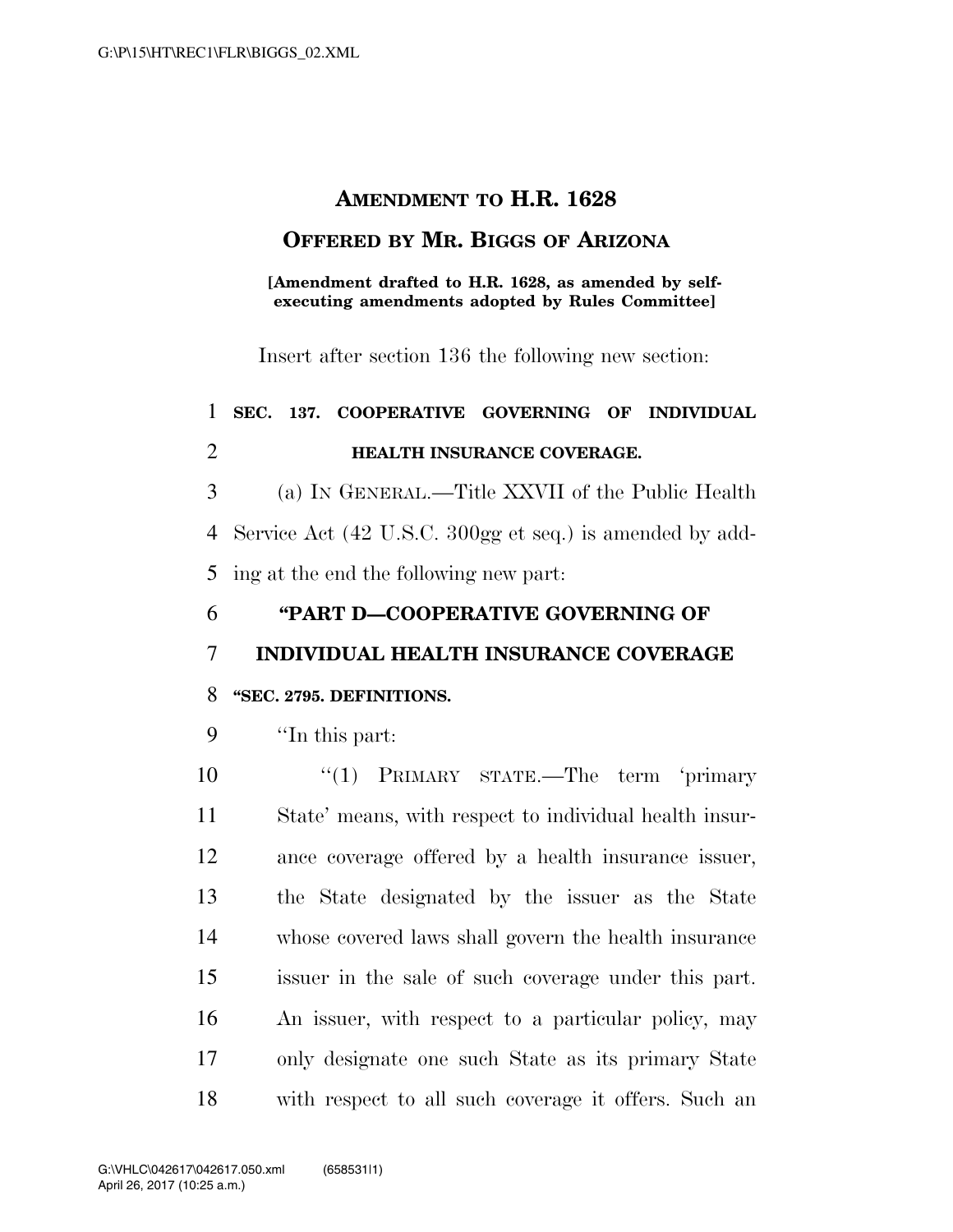# AMENDMENT TO H.R. 1628

## OFFERED BY MR. BIGGS OF ARIZONA

**[Amendment drafted to H.R. 1628, as amended by self-executing amendments adopted by Rules Committee]**

Insert after section 136 the following new section:

**SEC. 137. COOPERATIVE GOVERNING OF INDIVIDUAL HEALTH INSURANCE COVERAGE.**

(a) IN GENERAL.—Title XXVII of the Public Health Service Act (42 U.S.C. 300gg et seq.) is amended by adding at the end the following new part:

**"PART D—COOPERATIVE GOVERNING OF INDIVIDUAL HEALTH INSURANCE COVERAGE**

**"SEC. 2795. DEFINITIONS.**

"In this part:

"(1) PRIMARY STATE.—The term 'primary State' means, with respect to individual health insurance coverage offered by a health insurance issuer, the State designated by the issuer as the State whose covered laws shall govern the health insurance issuer in the sale of such coverage under this part. An issuer, with respect to a particular policy, may only designate one such State as its primary State with respect to all such coverage it offers. Such an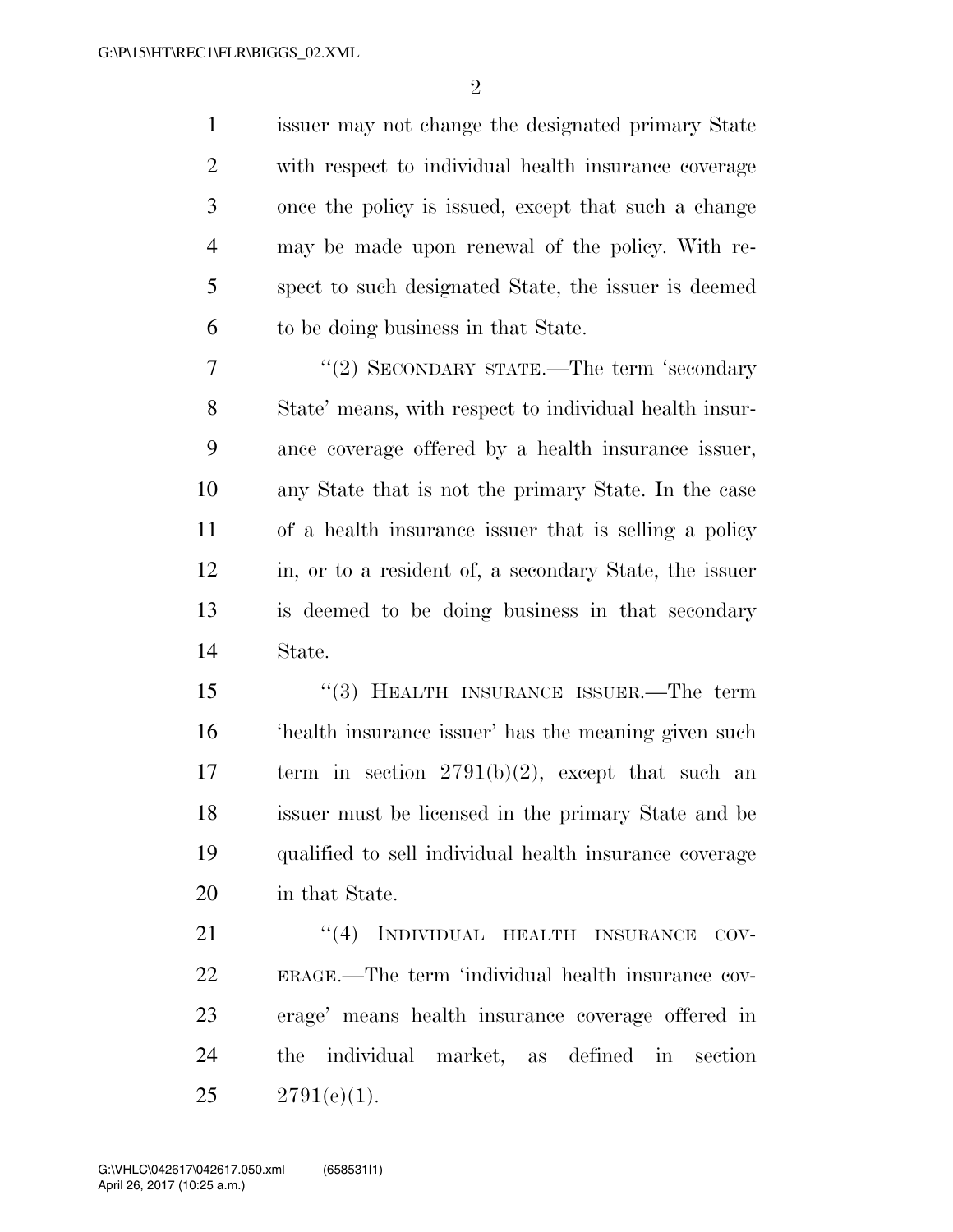issuer may not change the designated primary State with respect to individual health insurance coverage once the policy is issued, except that such a change may be made upon renewal of the policy. With respect to such designated State, the issuer is deemed to be doing business in that State.

"(2) SECONDARY STATE.—The term 'secondary State' means, with respect to individual health insurance coverage offered by a health insurance issuer, any State that is not the primary State. In the case of a health insurance issuer that is selling a policy in, or to a resident of, a secondary State, the issuer is deemed to be doing business in that secondary State.

"(3) HEALTH INSURANCE ISSUER.—The term 'health insurance issuer' has the meaning given such term in section 2791(b)(2), except that such an issuer must be licensed in the primary State and be qualified to sell individual health insurance coverage in that State.

"(4) INDIVIDUAL HEALTH INSURANCE COVERAGE.—The term 'individual health insurance coverage' means health insurance coverage offered in the individual market, as defined in section 2791(e)(1).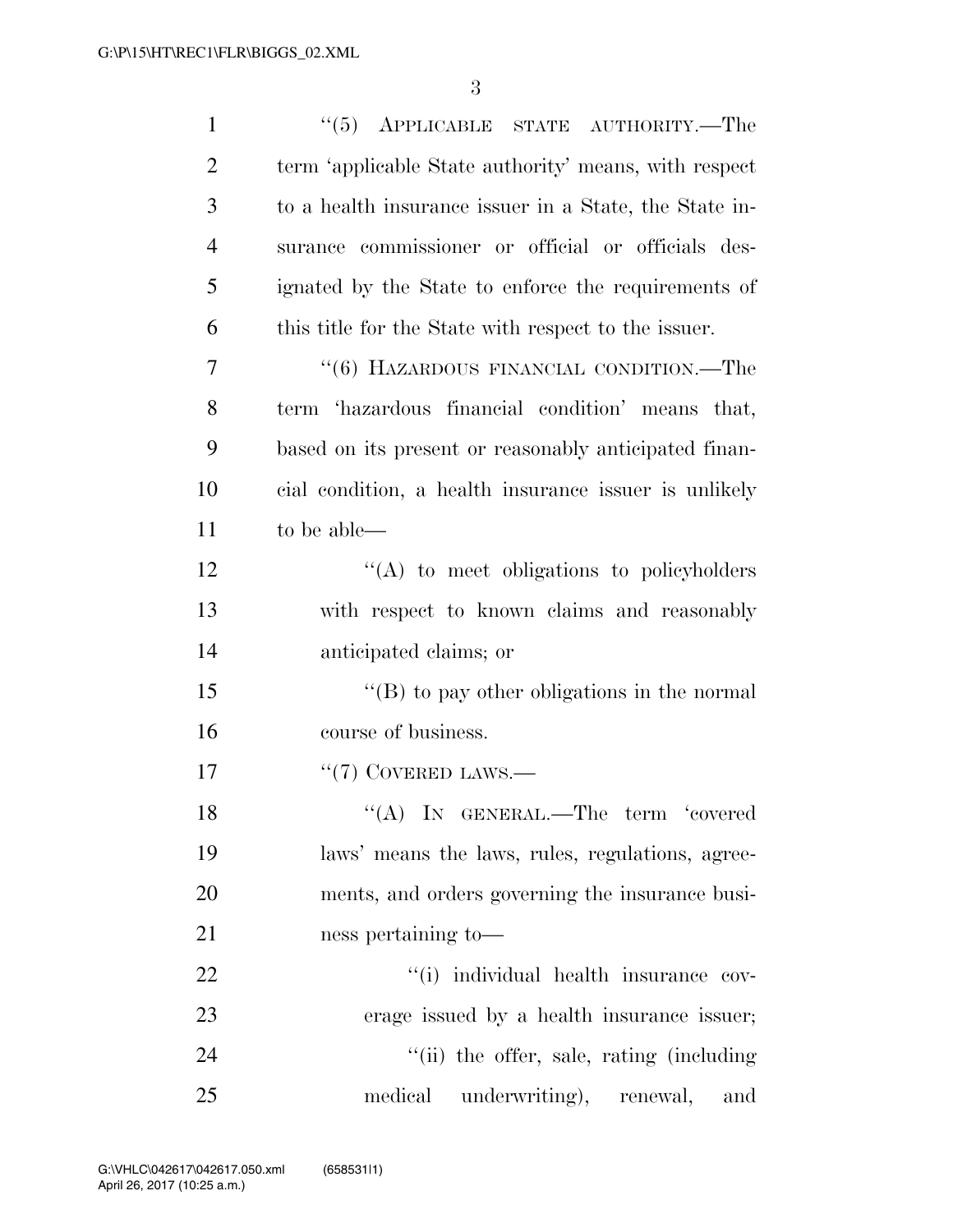"(5) APPLICABLE STATE AUTHORITY.—The term 'applicable State authority' means, with respect to a health insurance issuer in a State, the State insurance commissioner or official or officials designated by the State to enforce the requirements of this title for the State with respect to the issuer.

"(6) HAZARDOUS FINANCIAL CONDITION.—The term 'hazardous financial condition' means that, based on its present or reasonably anticipated financial condition, a health insurance issuer is unlikely to be able—

"(A) to meet obligations to policyholders with respect to known claims and reasonably anticipated claims; or

"(B) to pay other obligations in the normal course of business.

"(7) COVERED LAWS.—

"(A) IN GENERAL.—The term 'covered laws' means the laws, rules, regulations, agreements, and orders governing the insurance business pertaining to—

"(i) individual health insurance coverage issued by a health insurance issuer;

"(ii) the offer, sale, rating (including medical underwriting), renewal, and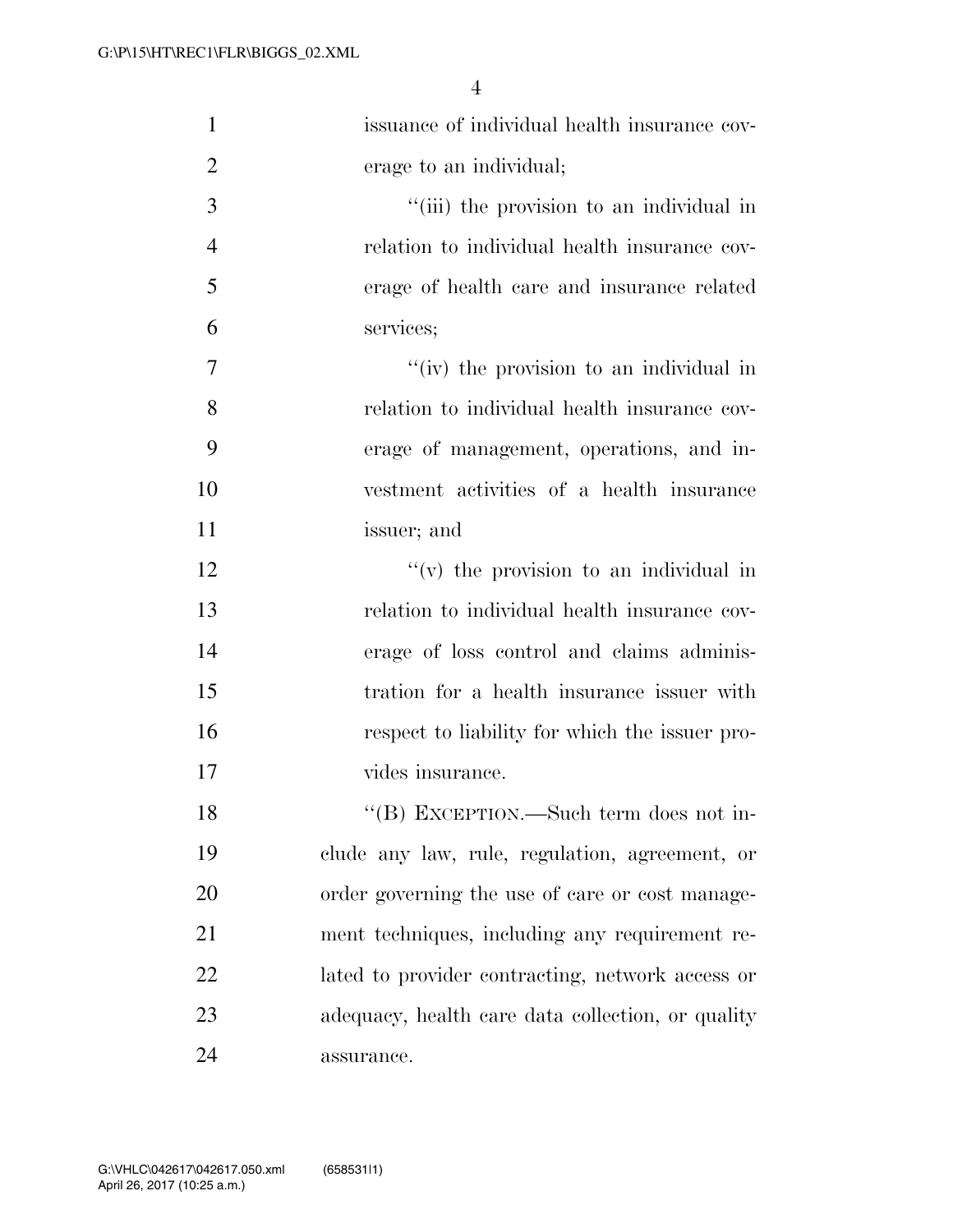issuance of individual health insurance coverage to an individual;

"(iii) the provision to an individual in relation to individual health insurance coverage of health care and insurance related services;

"(iv) the provision to an individual in relation to individual health insurance coverage of management, operations, and investment activities of a health insurance issuer; and

"(v) the provision to an individual in relation to individual health insurance coverage of loss control and claims administration for a health insurance issuer with respect to liability for which the issuer provides insurance.

"(B) EXCEPTION.—Such term does not include any law, rule, regulation, agreement, or order governing the use of care or cost management techniques, including any requirement related to provider contracting, network access or adequacy, health care data collection, or quality assurance.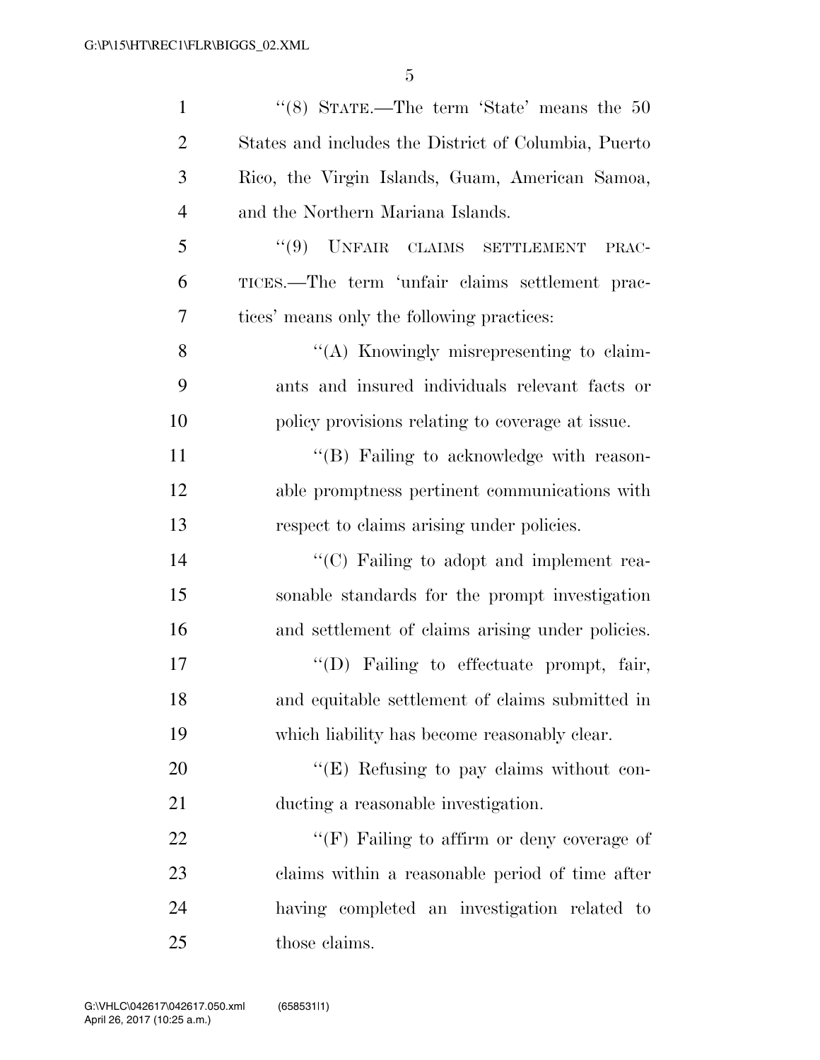"(8) STATE.—The term 'State' means the 50 States and includes the District of Columbia, Puerto Rico, the Virgin Islands, Guam, American Samoa, and the Northern Mariana Islands.

"(9) UNFAIR CLAIMS SETTLEMENT PRACTICES.—The term 'unfair claims settlement practices' means only the following practices:

"(A) Knowingly misrepresenting to claimants and insured individuals relevant facts or policy provisions relating to coverage at issue.

"(B) Failing to acknowledge with reasonable promptness pertinent communications with respect to claims arising under policies.

"(C) Failing to adopt and implement reasonable standards for the prompt investigation and settlement of claims arising under policies.

"(D) Failing to effectuate prompt, fair, and equitable settlement of claims submitted in which liability has become reasonably clear.

"(E) Refusing to pay claims without conducting a reasonable investigation.

"(F) Failing to affirm or deny coverage of claims within a reasonable period of time after having completed an investigation related to those claims.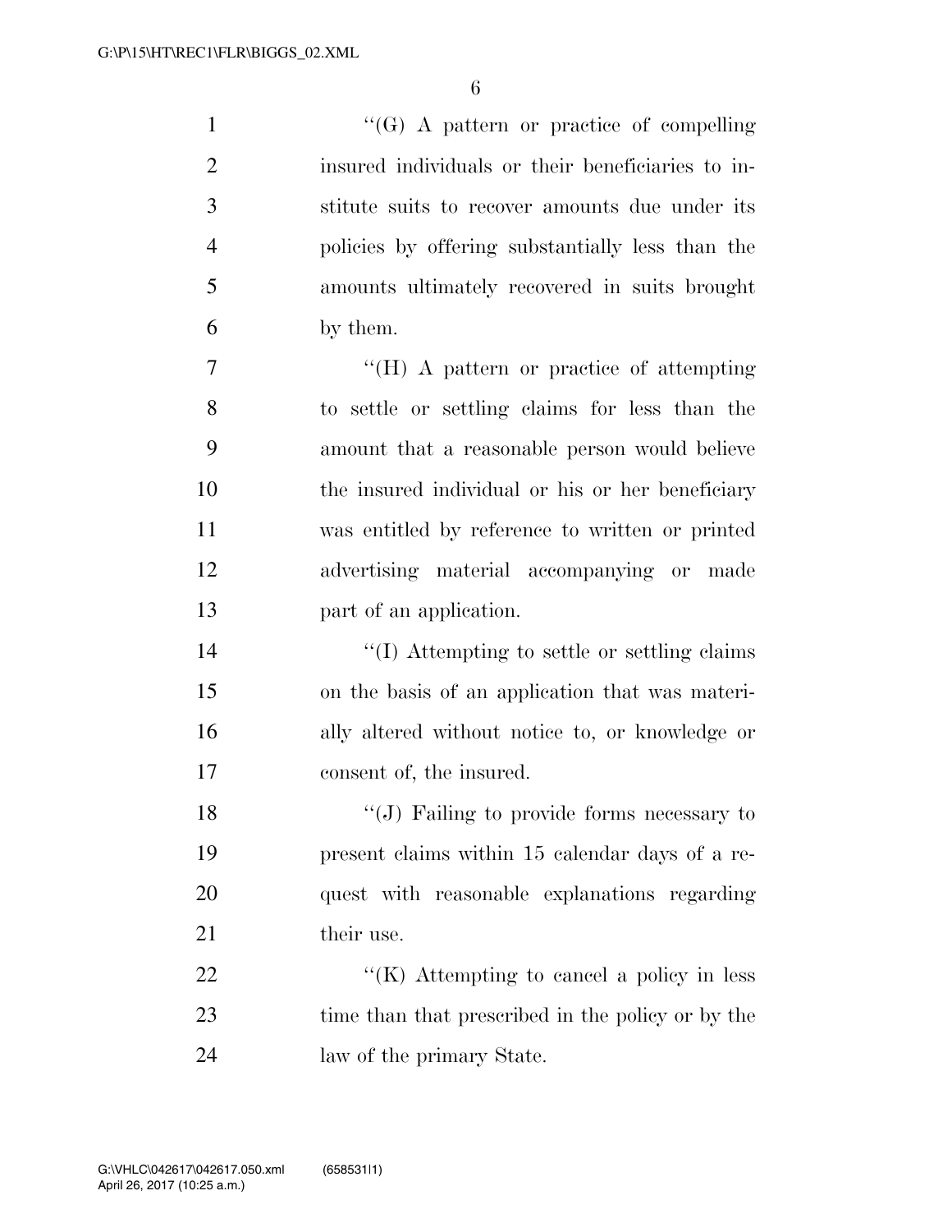"(G) A pattern or practice of compelling insured individuals or their beneficiaries to institute suits to recover amounts due under its policies by offering substantially less than the amounts ultimately recovered in suits brought by them.

"(H) A pattern or practice of attempting to settle or settling claims for less than the amount that a reasonable person would believe the insured individual or his or her beneficiary was entitled by reference to written or printed advertising material accompanying or made part of an application.

"(I) Attempting to settle or settling claims on the basis of an application that was materially altered without notice to, or knowledge or consent of, the insured.

"(J) Failing to provide forms necessary to present claims within 15 calendar days of a request with reasonable explanations regarding their use.

"(K) Attempting to cancel a policy in less time than that prescribed in the policy or by the law of the primary State.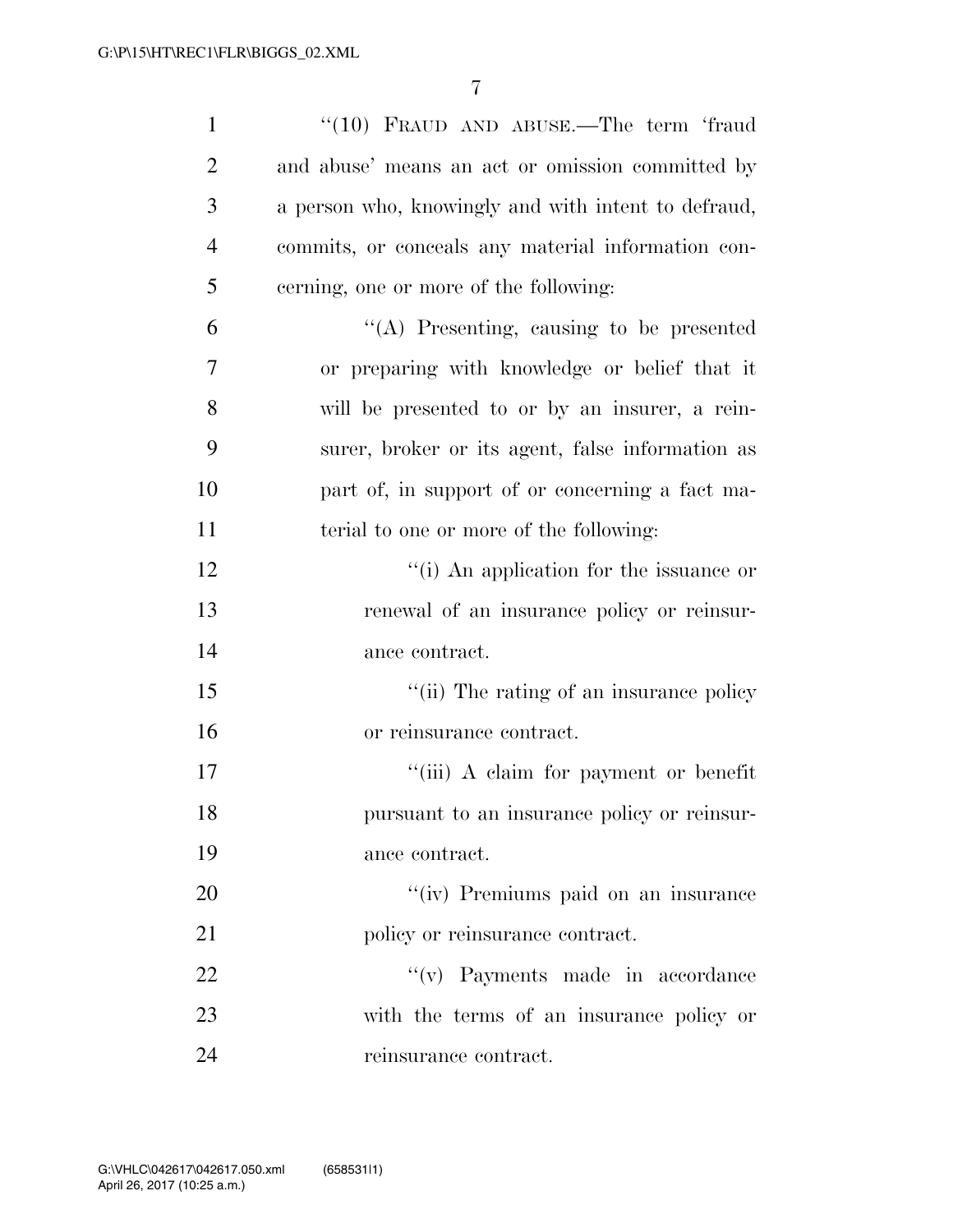"(10) FRAUD AND ABUSE.—The term 'fraud and abuse' means an act or omission committed by a person who, knowingly and with intent to defraud, commits, or conceals any material information concerning, one or more of the following:

"(A) Presenting, causing to be presented or preparing with knowledge or belief that it will be presented to or by an insurer, a reinsurer, broker or its agent, false information as part of, in support of or concerning a fact material to one or more of the following:

"(i) An application for the issuance or renewal of an insurance policy or reinsurance contract.

"(ii) The rating of an insurance policy or reinsurance contract.

"(iii) A claim for payment or benefit pursuant to an insurance policy or reinsurance contract.

"(iv) Premiums paid on an insurance policy or reinsurance contract.

"(v) Payments made in accordance with the terms of an insurance policy or reinsurance contract.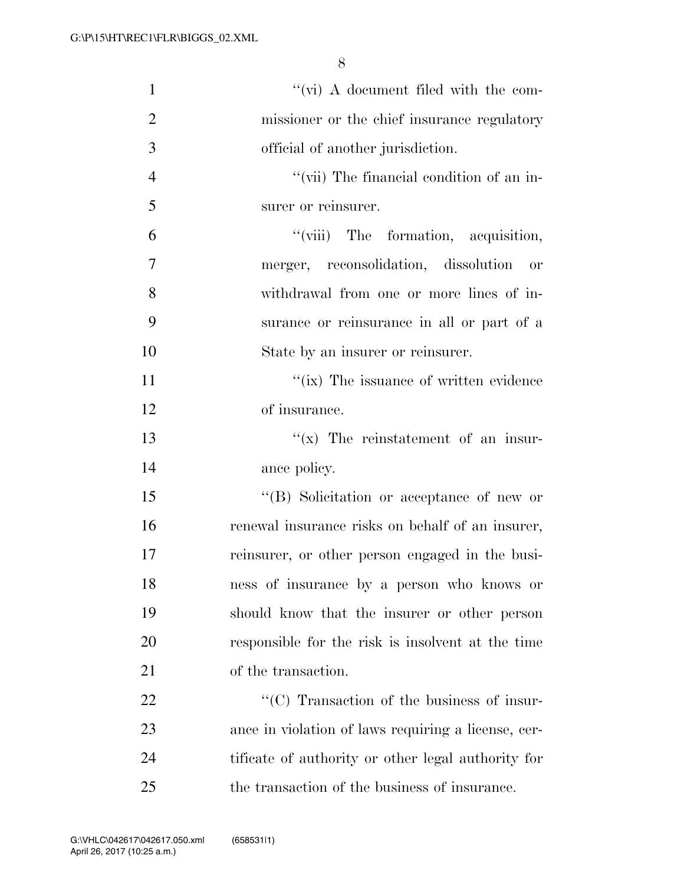''(vi) A document filed with the commissioner or the chief insurance regulatory official of another jurisdiction.

''(vii) The financial condition of an insurer or reinsurer.

''(viii) The formation, acquisition, merger, reconsolidation, dissolution or withdrawal from one or more lines of insurance or reinsurance in all or part of a State by an insurer or reinsurer.

''(ix) The issuance of written evidence of insurance.

''(x) The reinstatement of an insurance policy.

''(B) Solicitation or acceptance of new or renewal insurance risks on behalf of an insurer, reinsurer, or other person engaged in the business of insurance by a person who knows or should know that the insurer or other person responsible for the risk is insolvent at the time of the transaction.

''(C) Transaction of the business of insurance in violation of laws requiring a license, certificate of authority or other legal authority for the transaction of the business of insurance.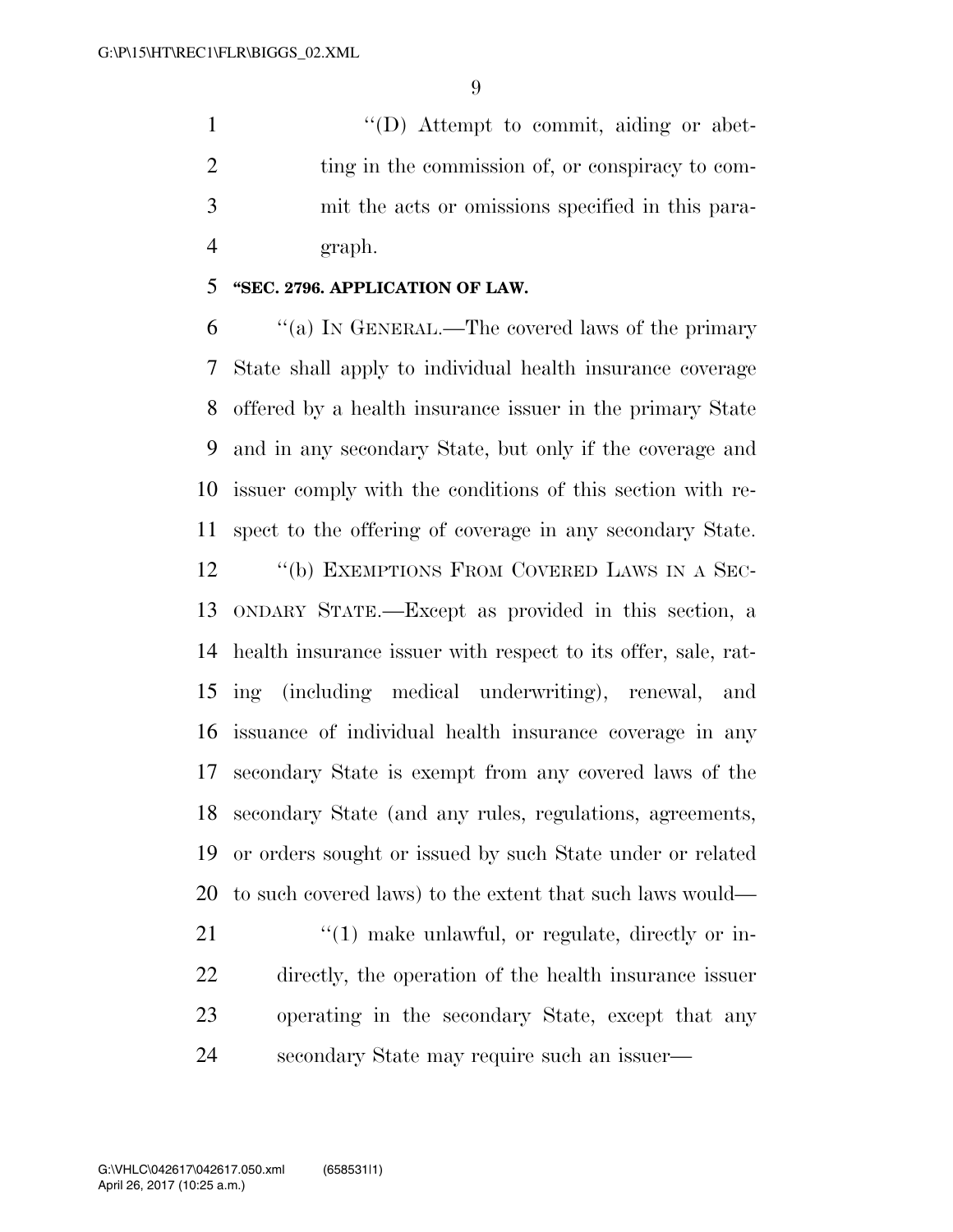''(D) Attempt to commit, aiding or abetting in the commission of, or conspiracy to commit the acts or omissions specified in this paragraph.

**"SEC. 2796. APPLICATION OF LAW.**

''(a) IN GENERAL.—The covered laws of the primary State shall apply to individual health insurance coverage offered by a health insurance issuer in the primary State and in any secondary State, but only if the coverage and issuer comply with the conditions of this section with respect to the offering of coverage in any secondary State.

''(b) EXEMPTIONS FROM COVERED LAWS IN A SECONDARY STATE.—Except as provided in this section, a health insurance issuer with respect to its offer, sale, rating (including medical underwriting), renewal, and issuance of individual health insurance coverage in any secondary State is exempt from any covered laws of the secondary State (and any rules, regulations, agreements, or orders sought or issued by such State under or related to such covered laws) to the extent that such laws would—

''(1) make unlawful, or regulate, directly or indirectly, the operation of the health insurance issuer operating in the secondary State, except that any secondary State may require such an issuer—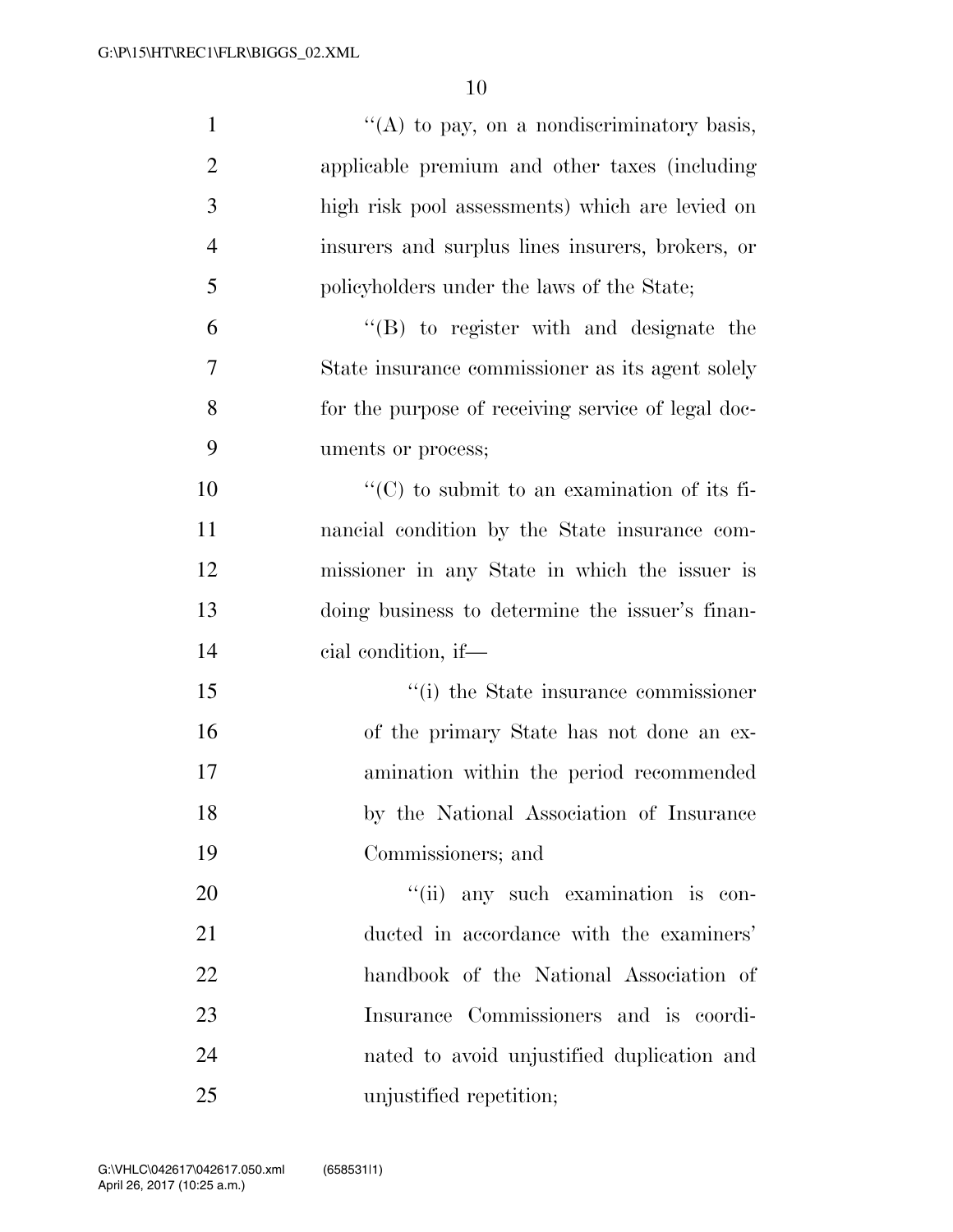"(A) to pay, on a nondiscriminatory basis, applicable premium and other taxes (including high risk pool assessments) which are levied on insurers and surplus lines insurers, brokers, or policyholders under the laws of the State;

"(B) to register with and designate the State insurance commissioner as its agent solely for the purpose of receiving service of legal documents or process;

"(C) to submit to an examination of its financial condition by the State insurance commissioner in any State in which the issuer is doing business to determine the issuer's financial condition, if—

"(i) the State insurance commissioner of the primary State has not done an examination within the period recommended by the National Association of Insurance Commissioners; and

"(ii) any such examination is conducted in accordance with the examiners' handbook of the National Association of Insurance Commissioners and is coordinated to avoid unjustified duplication and unjustified repetition;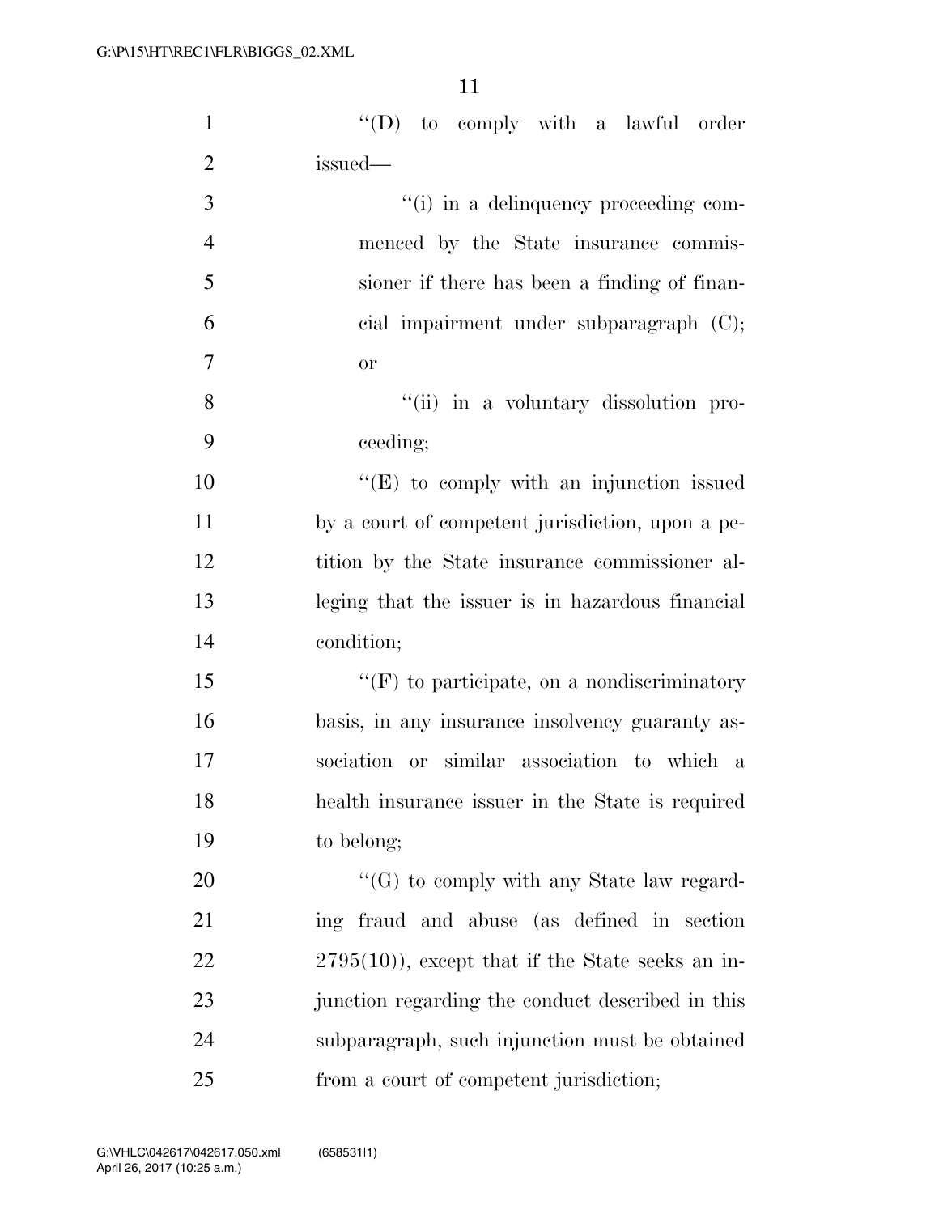''(D) to comply with a lawful order issued—

''(i) in a delinquency proceeding commenced by the State insurance commissioner if there has been a finding of financial impairment under subparagraph (C); or

''(ii) in a voluntary dissolution proceeding;

''(E) to comply with an injunction issued by a court of competent jurisdiction, upon a petition by the State insurance commissioner alleging that the issuer is in hazardous financial condition;

''(F) to participate, on a nondiscriminatory basis, in any insurance insolvency guaranty association or similar association to which a health insurance issuer in the State is required to belong;

''(G) to comply with any State law regarding fraud and abuse (as defined in section 2795(10)), except that if the State seeks an injunction regarding the conduct described in this subparagraph, such injunction must be obtained from a court of competent jurisdiction;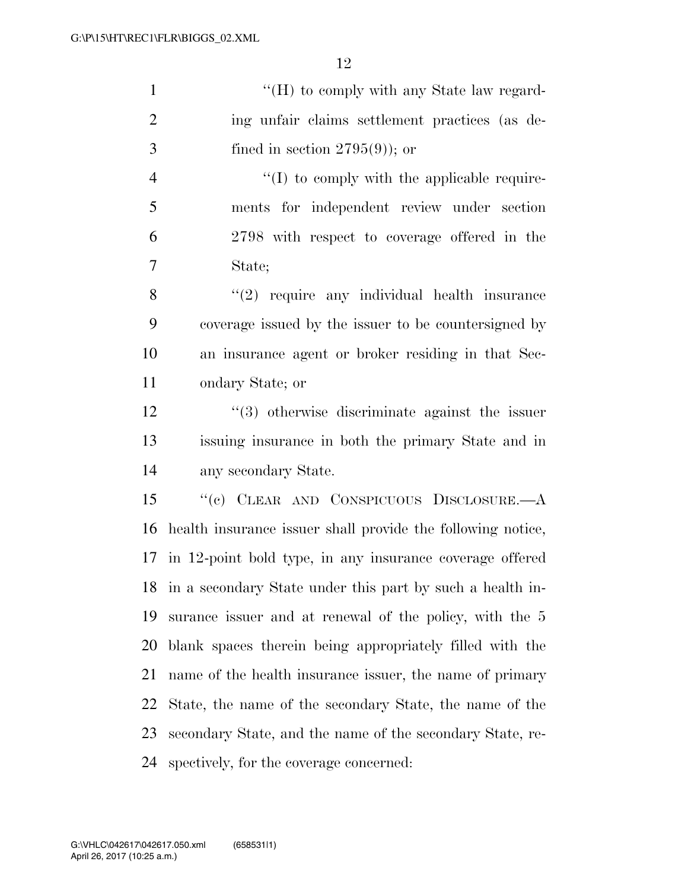"(H) to comply with any State law regarding unfair claims settlement practices (as defined in section 2795(9)); or

"(I) to comply with the applicable requirements for independent review under section 2798 with respect to coverage offered in the State;

"(2) require any individual health insurance coverage issued by the issuer to be countersigned by an insurance agent or broker residing in that Secondary State; or

"(3) otherwise discriminate against the issuer issuing insurance in both the primary State and in any secondary State.

"(c) CLEAR AND CONSPICUOUS DISCLOSURE.—A health insurance issuer shall provide the following notice, in 12-point bold type, in any insurance coverage offered in a secondary State under this part by such a health insurance issuer and at renewal of the policy, with the 5 blank spaces therein being appropriately filled with the name of the health insurance issuer, the name of primary State, the name of the secondary State, the name of the secondary State, and the name of the secondary State, respectively, for the coverage concerned: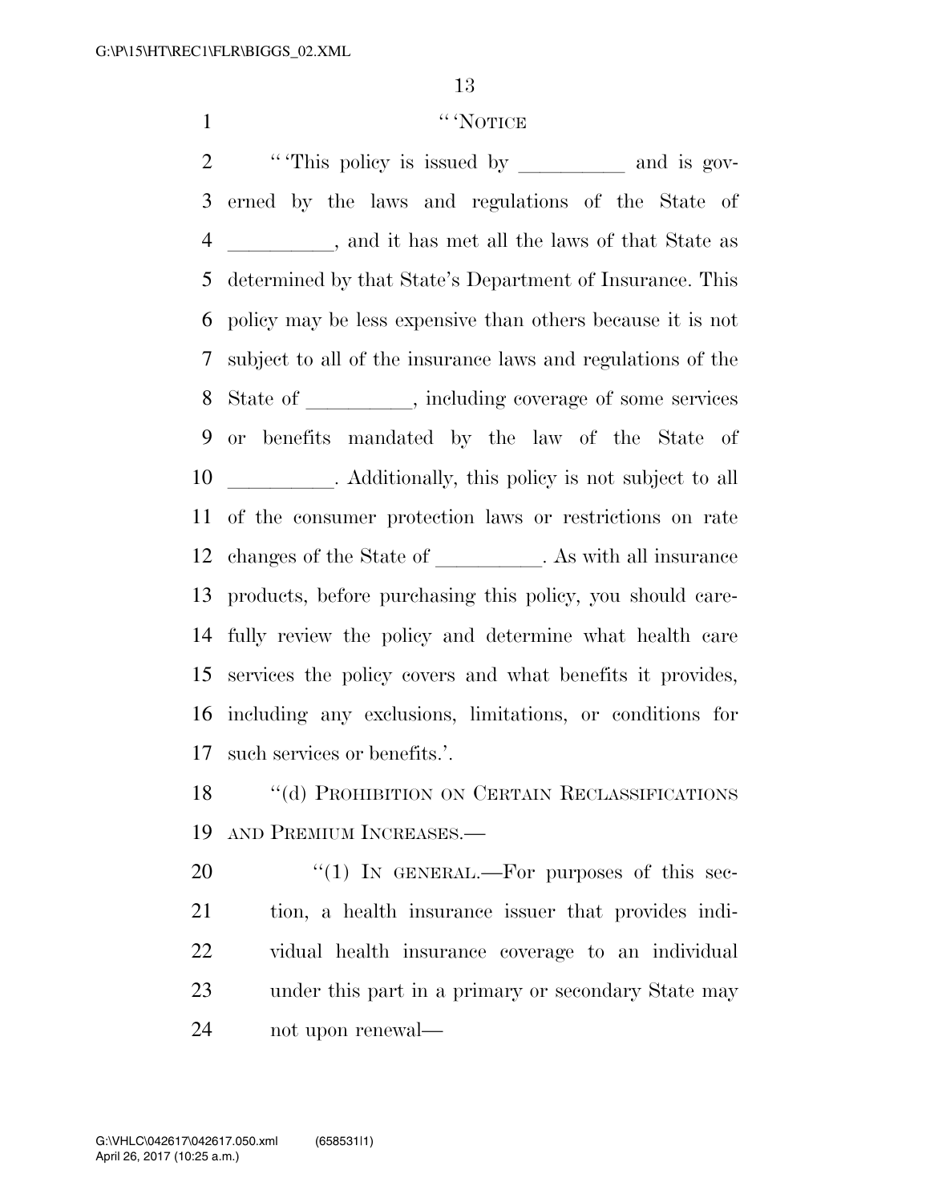"'NOTICE

"'This policy is issued by __________ and is governed by the laws and regulations of the State of __________, and it has met all the laws of that State as determined by that State's Department of Insurance. This policy may be less expensive than others because it is not subject to all of the insurance laws and regulations of the State of __________, including coverage of some services or benefits mandated by the law of the State of __________. Additionally, this policy is not subject to all of the consumer protection laws or restrictions on rate changes of the State of __________. As with all insurance products, before purchasing this policy, you should carefully review the policy and determine what health care services the policy covers and what benefits it provides, including any exclusions, limitations, or conditions for such services or benefits.'.

"(d) PROHIBITION ON CERTAIN RECLASSIFICATIONS AND PREMIUM INCREASES.—

"(1) IN GENERAL.—For purposes of this section, a health insurance issuer that provides individual health insurance coverage to an individual under this part in a primary or secondary State may not upon renewal—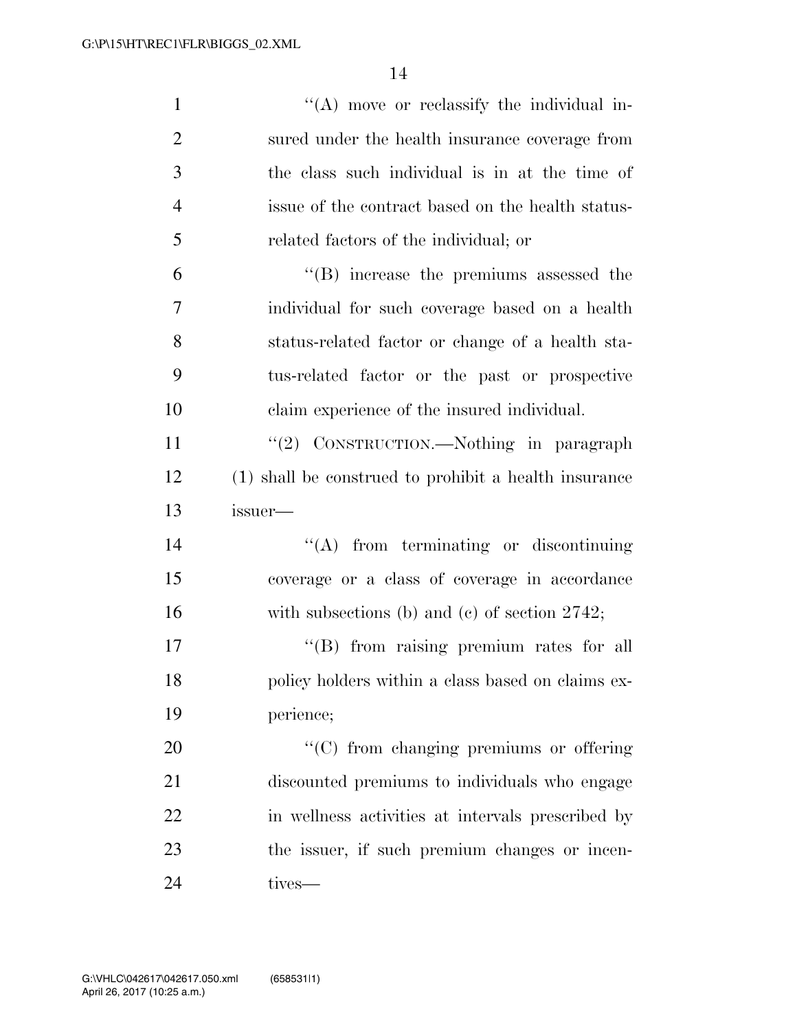“(A) move or reclassify the individual insured under the health insurance coverage from the class such individual is in at the time of issue of the contract based on the health status-related factors of the individual; or

“(B) increase the premiums assessed the individual for such coverage based on a health status-related factor or change of a health status-related factor or the past or prospective claim experience of the insured individual.

“(2) CONSTRUCTION.—Nothing in paragraph (1) shall be construed to prohibit a health insurance issuer—

“(A) from terminating or discontinuing coverage or a class of coverage in accordance with subsections (b) and (c) of section 2742;

“(B) from raising premium rates for all policy holders within a class based on claims experience;

“(C) from changing premiums or offering discounted premiums to individuals who engage in wellness activities at intervals prescribed by the issuer, if such premium changes or incentives—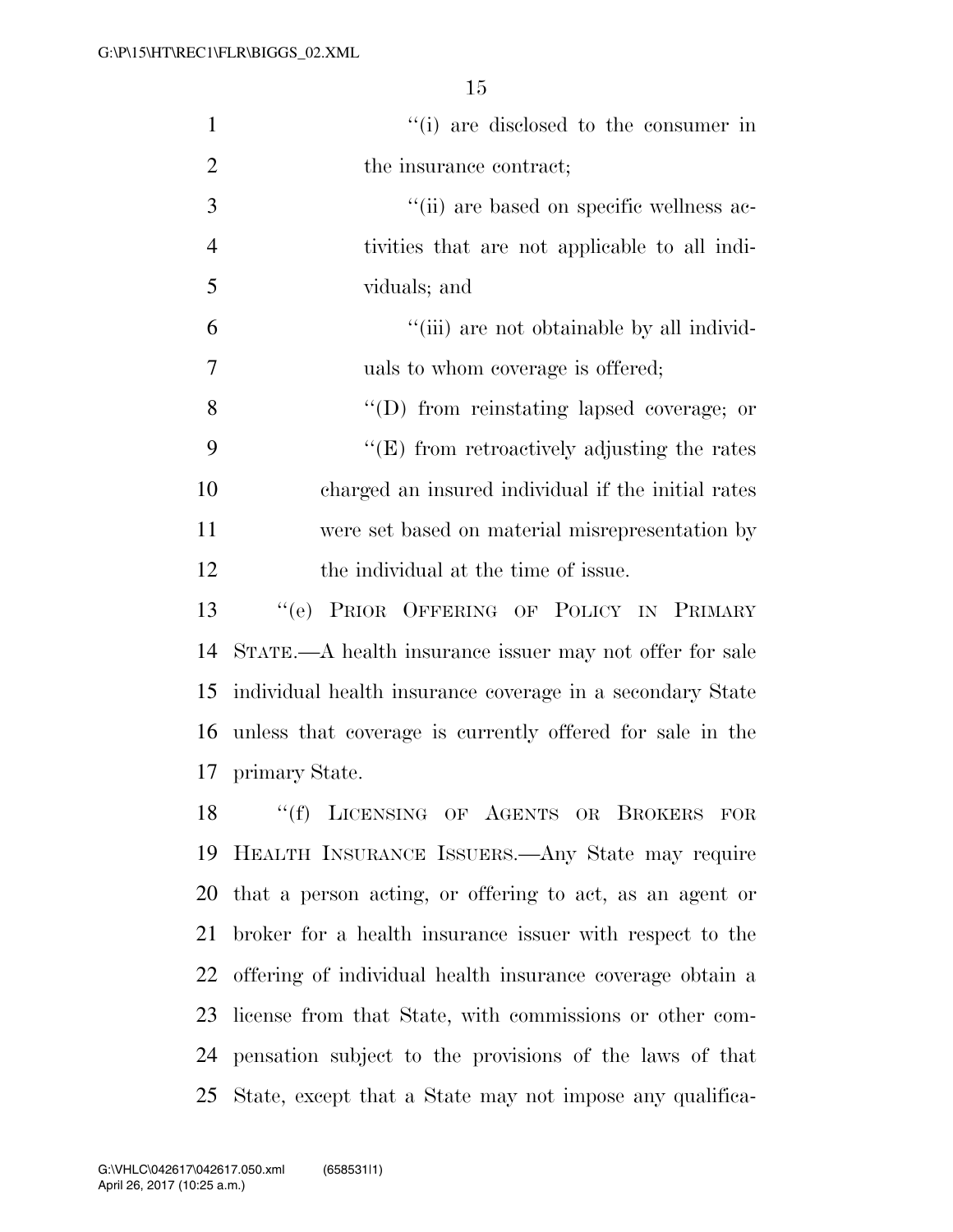''(i) are disclosed to the consumer in the insurance contract;

''(ii) are based on specific wellness activities that are not applicable to all individuals; and

''(iii) are not obtainable by all individuals to whom coverage is offered;

''(D) from reinstating lapsed coverage; or

''(E) from retroactively adjusting the rates charged an insured individual if the initial rates were set based on material misrepresentation by the individual at the time of issue.

''(e) PRIOR OFFERING OF POLICY IN PRIMARY STATE.—A health insurance issuer may not offer for sale individual health insurance coverage in a secondary State unless that coverage is currently offered for sale in the primary State.

''(f) LICENSING OF AGENTS OR BROKERS FOR HEALTH INSURANCE ISSUERS.—Any State may require that a person acting, or offering to act, as an agent or broker for a health insurance issuer with respect to the offering of individual health insurance coverage obtain a license from that State, with commissions or other compensation subject to the provisions of the laws of that State, except that a State may not impose any qualifica-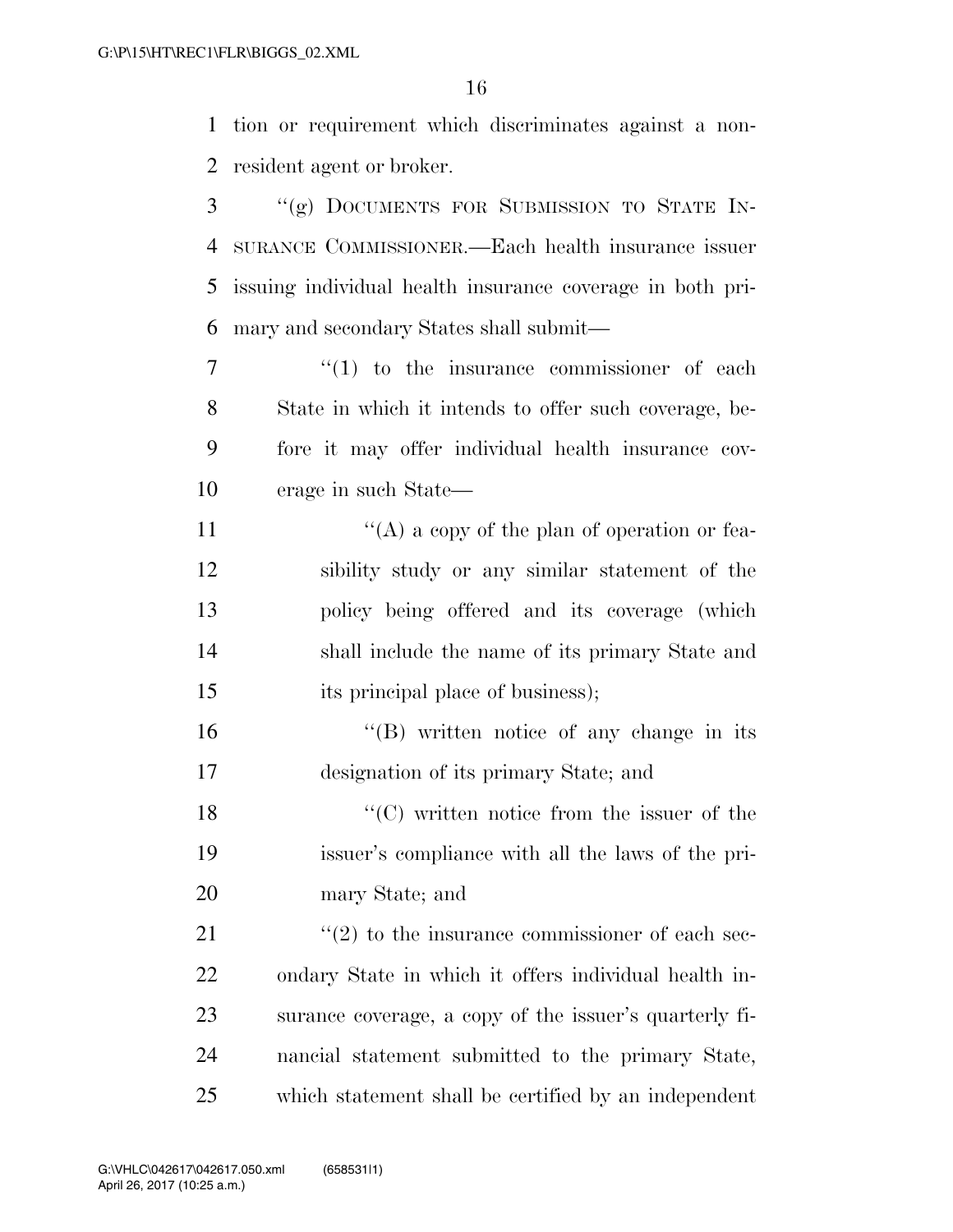tion or requirement which discriminates against a nonresident agent or broker.

"(g) DOCUMENTS FOR SUBMISSION TO STATE INSURANCE COMMISSIONER.—Each health insurance issuer issuing individual health insurance coverage in both primary and secondary States shall submit—

"(1) to the insurance commissioner of each State in which it intends to offer such coverage, before it may offer individual health insurance coverage in such State—

"(A) a copy of the plan of operation or feasibility study or any similar statement of the policy being offered and its coverage (which shall include the name of its primary State and its principal place of business);

"(B) written notice of any change in its designation of its primary State; and

"(C) written notice from the issuer of the issuer's compliance with all the laws of the primary State; and

"(2) to the insurance commissioner of each secondary State in which it offers individual health insurance coverage, a copy of the issuer's quarterly financial statement submitted to the primary State, which statement shall be certified by an independent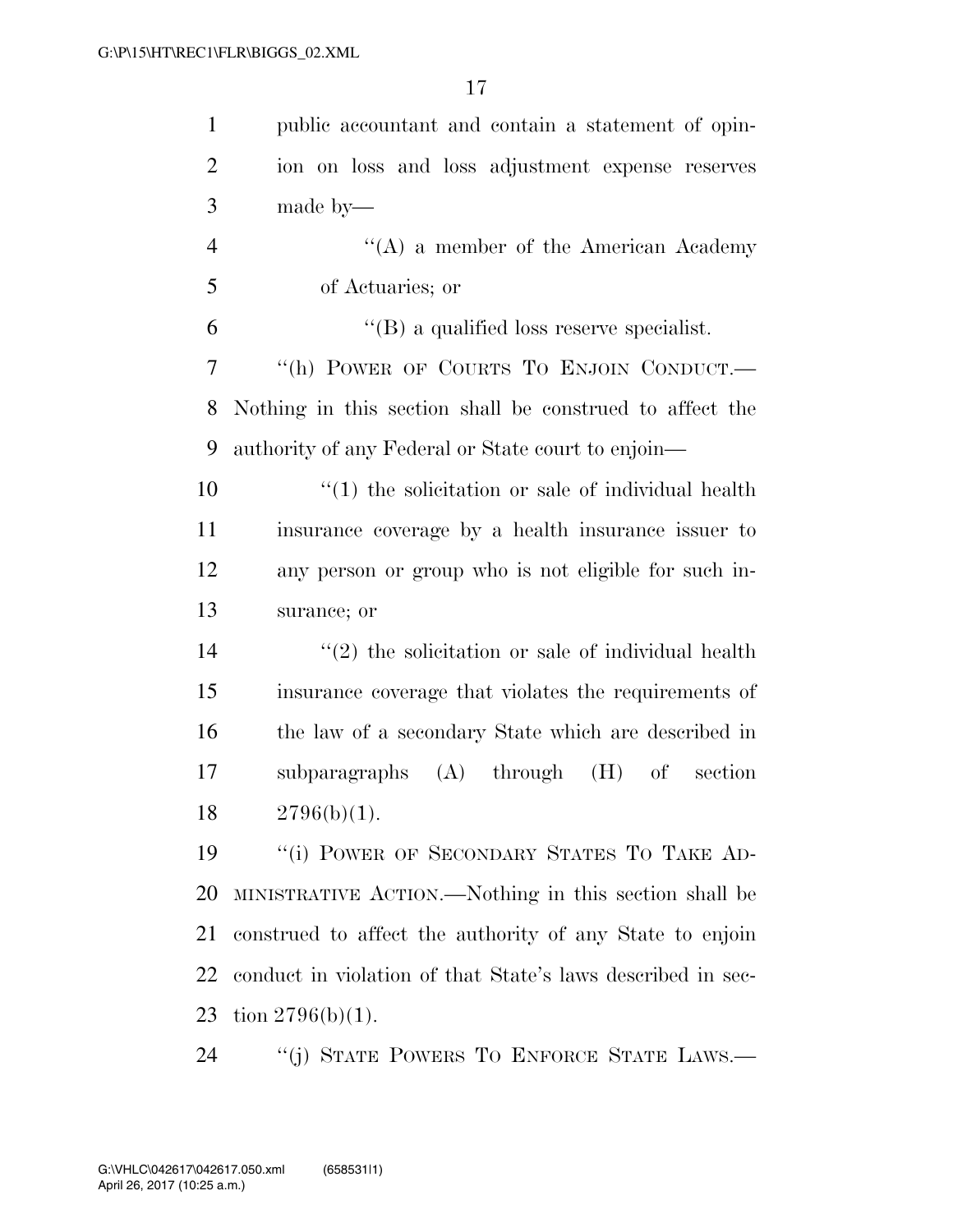public accountant and contain a statement of opinion on loss and loss adjustment expense reserves made by—

"(A) a member of the American Academy of Actuaries; or

"(B) a qualified loss reserve specialist.

"(h) POWER OF COURTS TO ENJOIN CONDUCT.—Nothing in this section shall be construed to affect the authority of any Federal or State court to enjoin—

"(1) the solicitation or sale of individual health insurance coverage by a health insurance issuer to any person or group who is not eligible for such insurance; or

"(2) the solicitation or sale of individual health insurance coverage that violates the requirements of the law of a secondary State which are described in subparagraphs (A) through (H) of section 2796(b)(1).

"(i) POWER OF SECONDARY STATES TO TAKE ADMINISTRATIVE ACTION.—Nothing in this section shall be construed to affect the authority of any State to enjoin conduct in violation of that State's laws described in section 2796(b)(1).

"(j) STATE POWERS TO ENFORCE STATE LAWS.—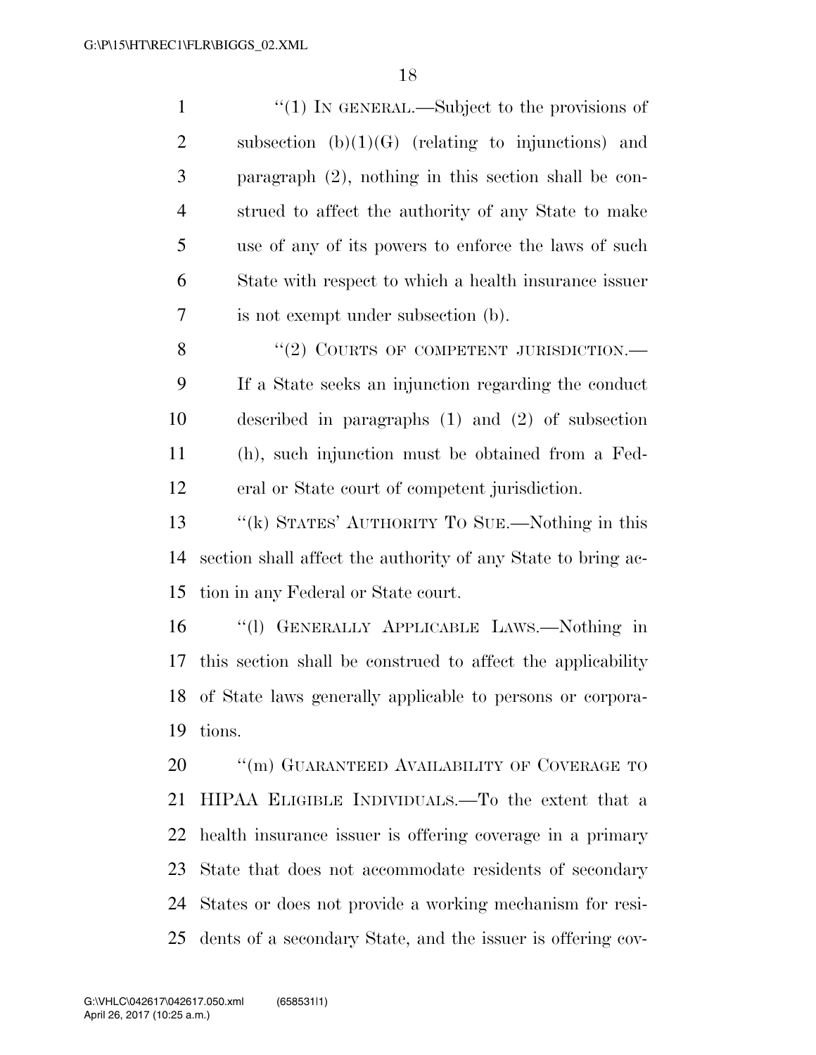"(1) IN GENERAL.—Subject to the provisions of subsection (b)(1)(G) (relating to injunctions) and paragraph (2), nothing in this section shall be construed to affect the authority of any State to make use of any of its powers to enforce the laws of such State with respect to which a health insurance issuer is not exempt under subsection (b).

"(2) COURTS OF COMPETENT JURISDICTION.—If a State seeks an injunction regarding the conduct described in paragraphs (1) and (2) of subsection (h), such injunction must be obtained from a Federal or State court of competent jurisdiction.

"(k) STATES' AUTHORITY TO SUE.—Nothing in this section shall affect the authority of any State to bring action in any Federal or State court.

"(l) GENERALLY APPLICABLE LAWS.—Nothing in this section shall be construed to affect the applicability of State laws generally applicable to persons or corporations.

"(m) GUARANTEED AVAILABILITY OF COVERAGE TO HIPAA ELIGIBLE INDIVIDUALS.—To the extent that a health insurance issuer is offering coverage in a primary State that does not accommodate residents of secondary States or does not provide a working mechanism for residents of a secondary State, and the issuer is offering cov-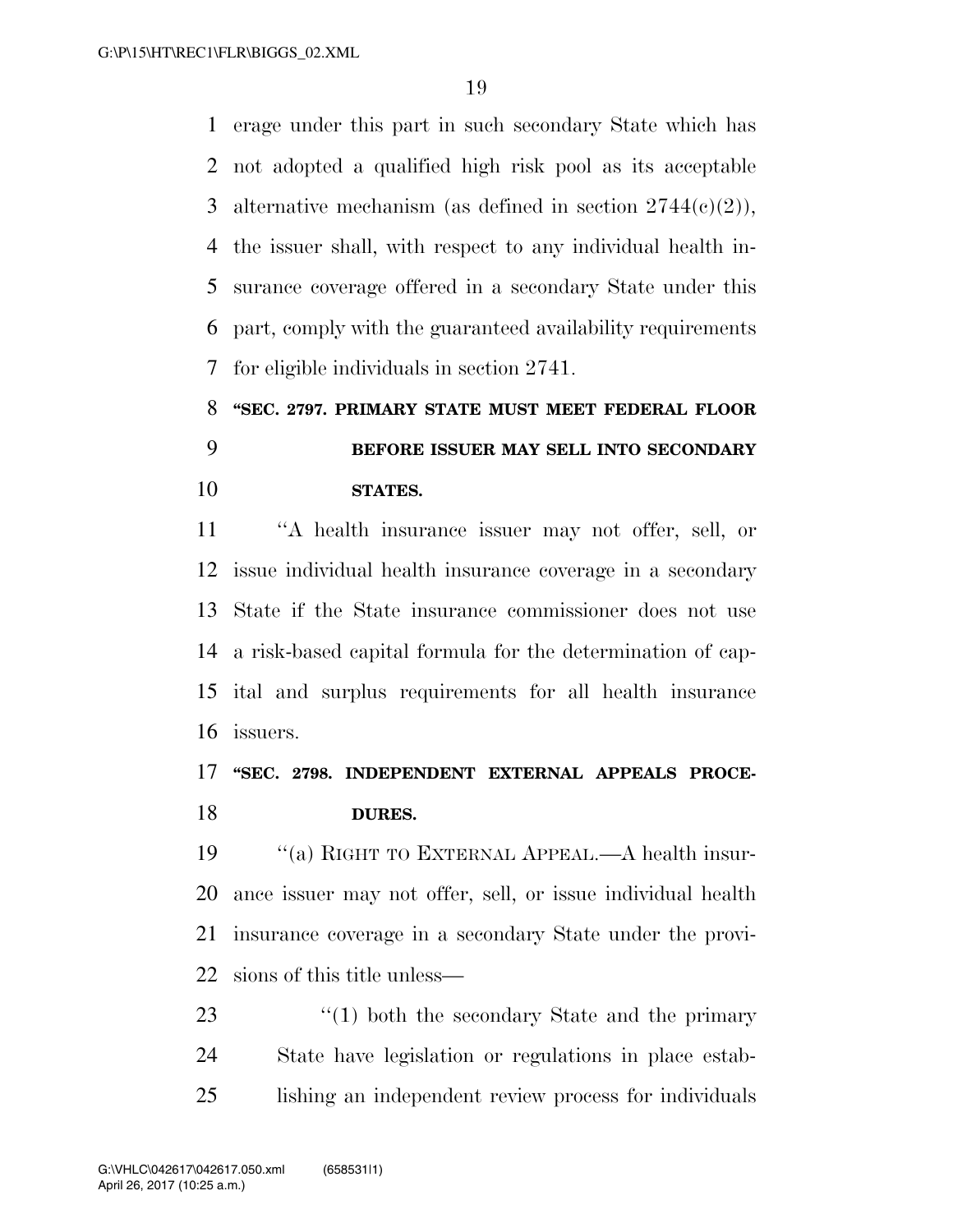erage under this part in such secondary State which has not adopted a qualified high risk pool as its acceptable alternative mechanism (as defined in section 2744(c)(2)), the issuer shall, with respect to any individual health insurance coverage offered in a secondary State under this part, comply with the guaranteed availability requirements for eligible individuals in section 2741.

**"SEC. 2797. PRIMARY STATE MUST MEET FEDERAL FLOOR BEFORE ISSUER MAY SELL INTO SECONDARY STATES.**

"A health insurance issuer may not offer, sell, or issue individual health insurance coverage in a secondary State if the State insurance commissioner does not use a risk-based capital formula for the determination of capital and surplus requirements for all health insurance issuers.

**"SEC. 2798. INDEPENDENT EXTERNAL APPEALS PROCEDURES.**

"(a) RIGHT TO EXTERNAL APPEAL.—A health insurance issuer may not offer, sell, or issue individual health insurance coverage in a secondary State under the provisions of this title unless—

"(1) both the secondary State and the primary State have legislation or regulations in place establishing an independent review process for individuals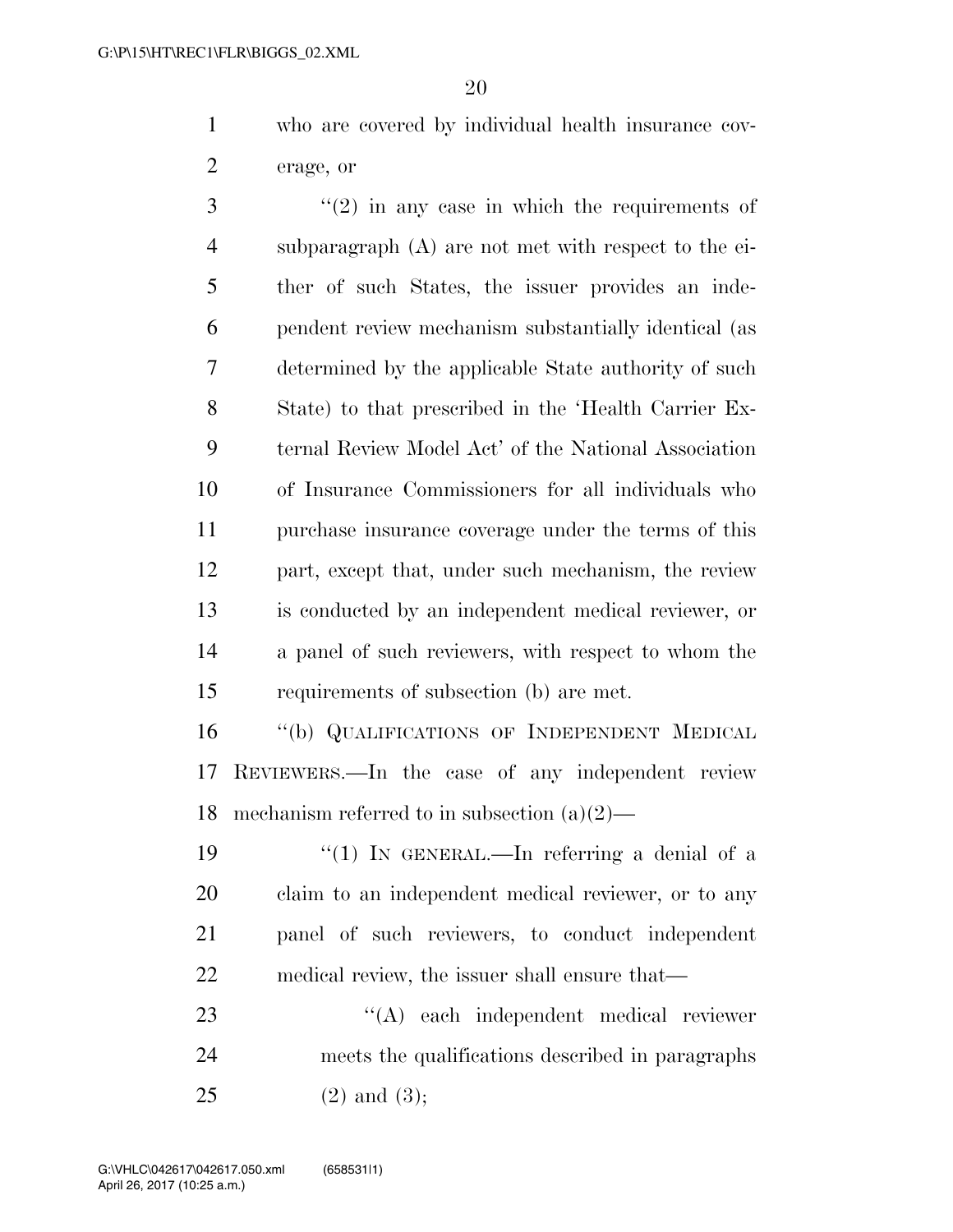who are covered by individual health insurance coverage, or

"(2) in any case in which the requirements of subparagraph (A) are not met with respect to the either of such States, the issuer provides an independent review mechanism substantially identical (as determined by the applicable State authority of such State) to that prescribed in the 'Health Carrier External Review Model Act' of the National Association of Insurance Commissioners for all individuals who purchase insurance coverage under the terms of this part, except that, under such mechanism, the review is conducted by an independent medical reviewer, or a panel of such reviewers, with respect to whom the requirements of subsection (b) are met.

"(b) QUALIFICATIONS OF INDEPENDENT MEDICAL REVIEWERS.—In the case of any independent review mechanism referred to in subsection (a)(2)—

"(1) IN GENERAL.—In referring a denial of a claim to an independent medical reviewer, or to any panel of such reviewers, to conduct independent medical review, the issuer shall ensure that—

"(A) each independent medical reviewer meets the qualifications described in paragraphs (2) and (3);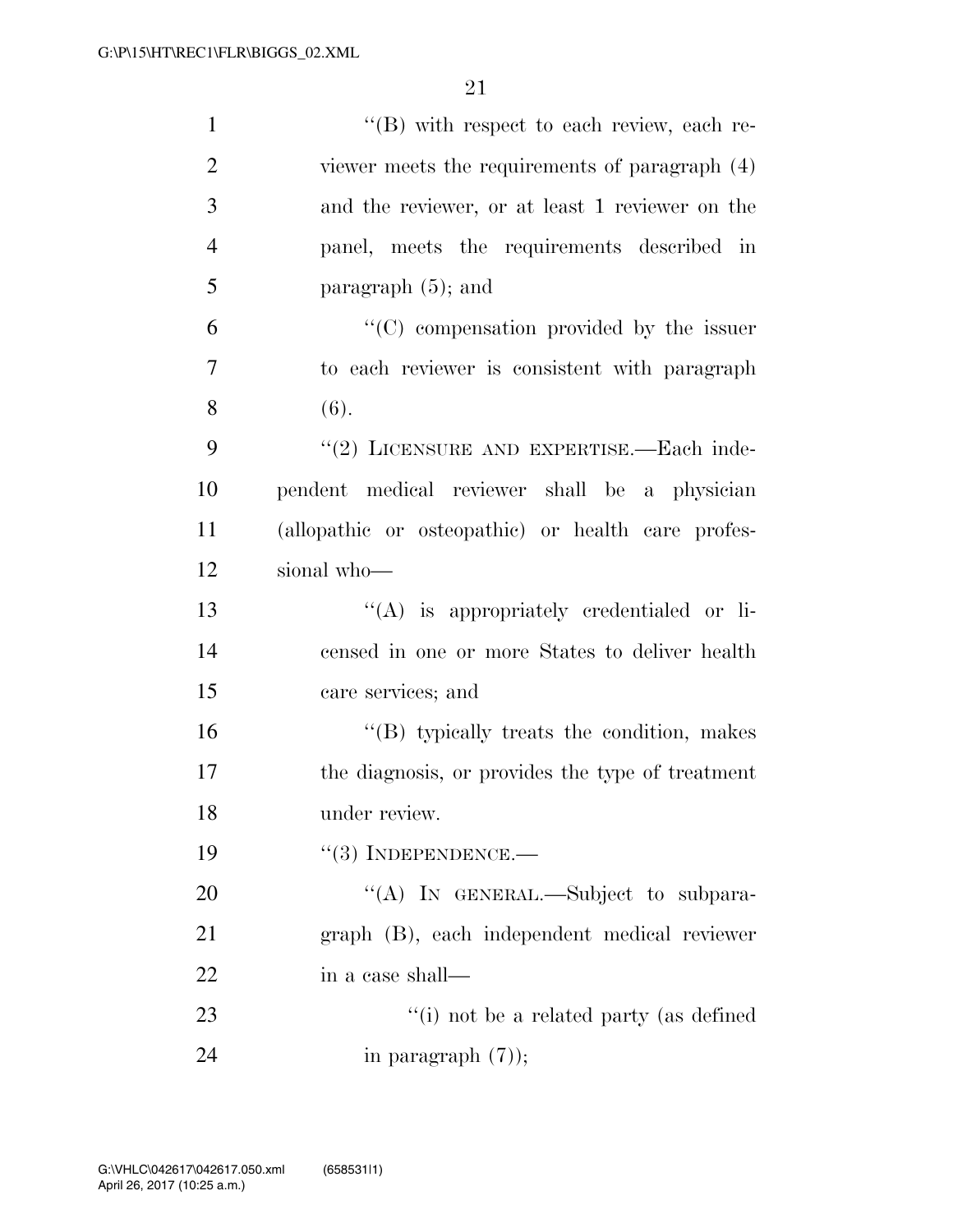"(B) with respect to each review, each reviewer meets the requirements of paragraph (4) and the reviewer, or at least 1 reviewer on the panel, meets the requirements described in paragraph (5); and

"(C) compensation provided by the issuer to each reviewer is consistent with paragraph (6).

"(2) LICENSURE AND EXPERTISE.—Each independent medical reviewer shall be a physician (allopathic or osteopathic) or health care professional who—

"(A) is appropriately credentialed or licensed in one or more States to deliver health care services; and

"(B) typically treats the condition, makes the diagnosis, or provides the type of treatment under review.

"(3) INDEPENDENCE.—

"(A) IN GENERAL.—Subject to subparagraph (B), each independent medical reviewer in a case shall—

"(i) not be a related party (as defined in paragraph (7));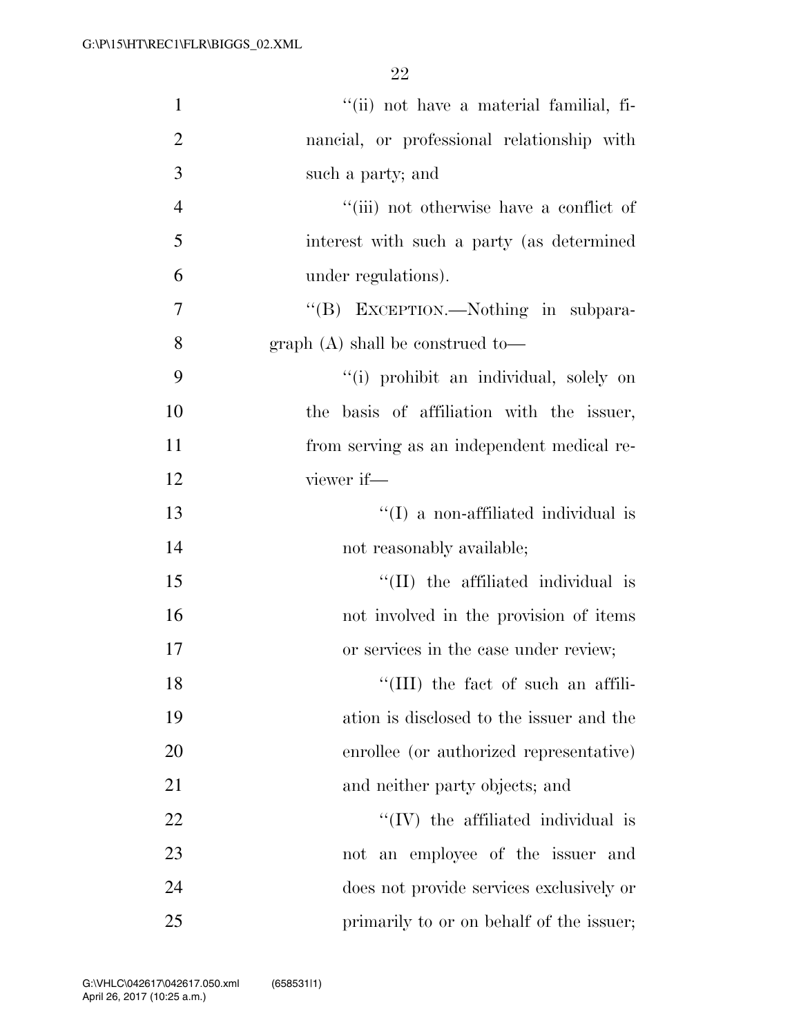''(ii) not have a material familial, financial, or professional relationship with such a party; and

''(iii) not otherwise have a conflict of interest with such a party (as determined under regulations).

''(B) EXCEPTION.—Nothing in subparagraph (A) shall be construed to—

''(i) prohibit an individual, solely on the basis of affiliation with the issuer, from serving as an independent medical reviewer if—

''(I) a non-affiliated individual is not reasonably available;

''(II) the affiliated individual is not involved in the provision of items or services in the case under review;

''(III) the fact of such an affiliation is disclosed to the issuer and the enrollee (or authorized representative) and neither party objects; and

''(IV) the affiliated individual is not an employee of the issuer and does not provide services exclusively or primarily to or on behalf of the issuer;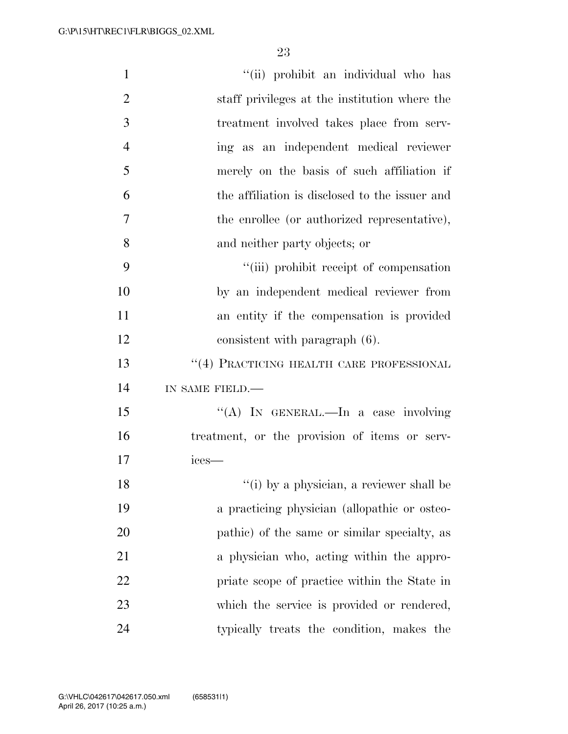"(ii) prohibit an individual who has staff privileges at the institution where the treatment involved takes place from serving as an independent medical reviewer merely on the basis of such affiliation if the affiliation is disclosed to the issuer and the enrollee (or authorized representative), and neither party objects; or

"(iii) prohibit receipt of compensation by an independent medical reviewer from an entity if the compensation is provided consistent with paragraph (6).

"(4) PRACTICING HEALTH CARE PROFESSIONAL IN SAME FIELD.—

"(A) IN GENERAL.—In a case involving treatment, or the provision of items or services—

"(i) by a physician, a reviewer shall be a practicing physician (allopathic or osteopathic) of the same or similar specialty, as a physician who, acting within the appropriate scope of practice within the State in which the service is provided or rendered, typically treats the condition, makes the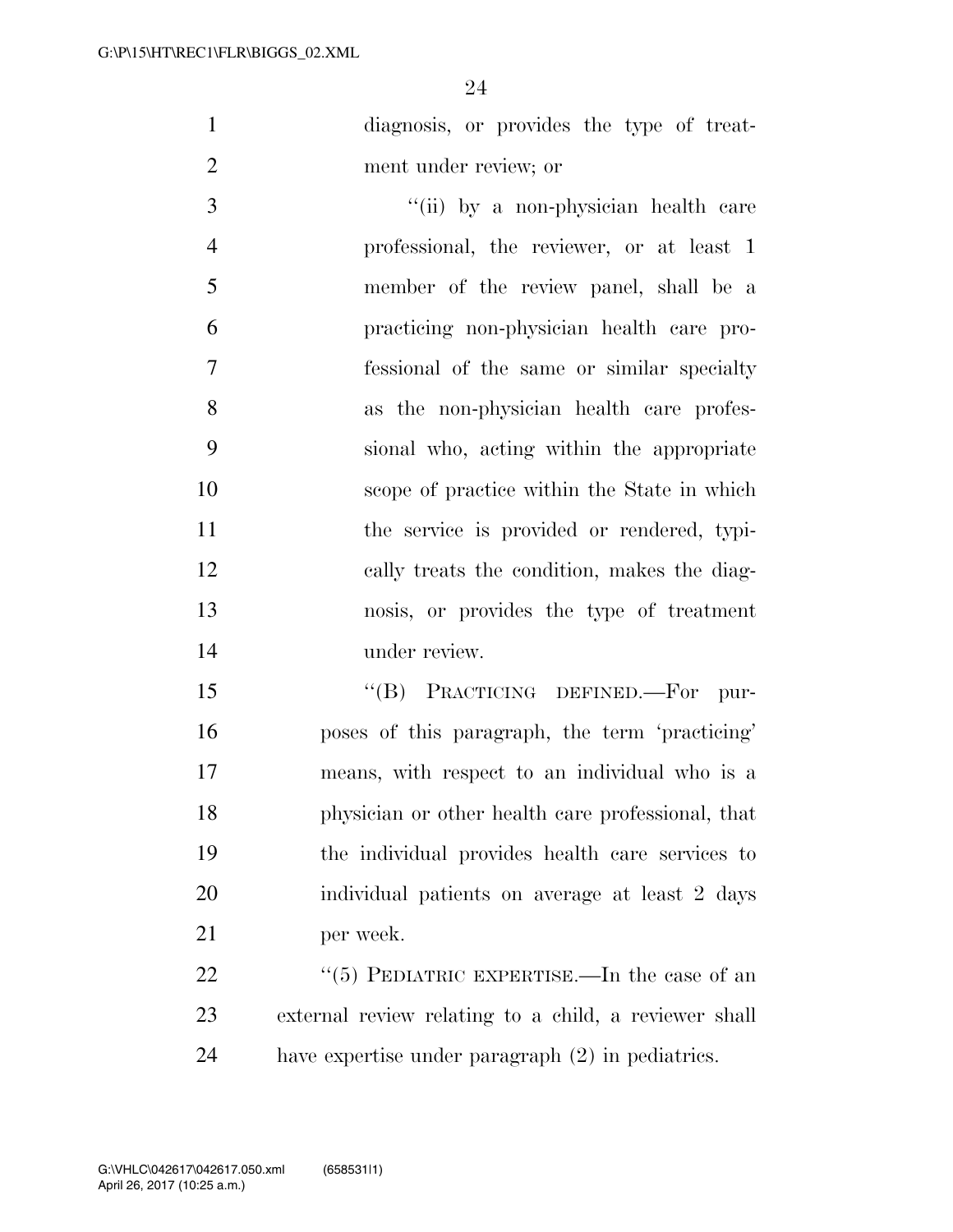diagnosis, or provides the type of treatment under review; or

''(ii) by a non-physician health care professional, the reviewer, or at least 1 member of the review panel, shall be a practicing non-physician health care professional of the same or similar specialty as the non-physician health care professional who, acting within the appropriate scope of practice within the State in which the service is provided or rendered, typically treats the condition, makes the diagnosis, or provides the type of treatment under review.

''(B) PRACTICING DEFINED.—For purposes of this paragraph, the term 'practicing' means, with respect to an individual who is a physician or other health care professional, that the individual provides health care services to individual patients on average at least 2 days per week.

''(5) PEDIATRIC EXPERTISE.—In the case of an external review relating to a child, a reviewer shall have expertise under paragraph (2) in pediatrics.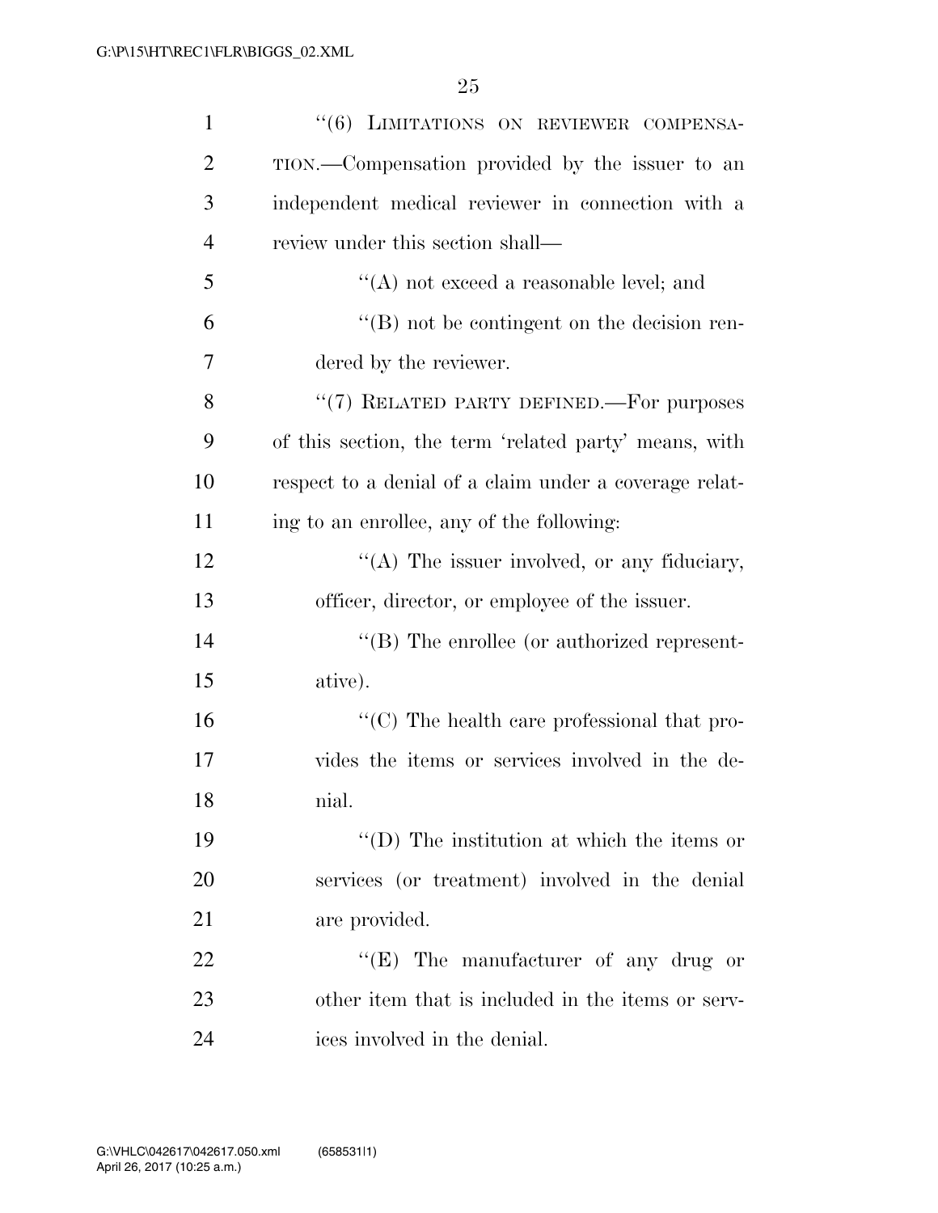"(6) LIMITATIONS ON REVIEWER COMPENSATION.—Compensation provided by the issuer to an independent medical reviewer in connection with a review under this section shall—

"(A) not exceed a reasonable level; and

"(B) not be contingent on the decision rendered by the reviewer.

"(7) RELATED PARTY DEFINED.—For purposes of this section, the term 'related party' means, with respect to a denial of a claim under a coverage relating to an enrollee, any of the following:

"(A) The issuer involved, or any fiduciary, officer, director, or employee of the issuer.

"(B) The enrollee (or authorized representative).

"(C) The health care professional that provides the items or services involved in the denial.

"(D) The institution at which the items or services (or treatment) involved in the denial are provided.

"(E) The manufacturer of any drug or other item that is included in the items or services involved in the denial.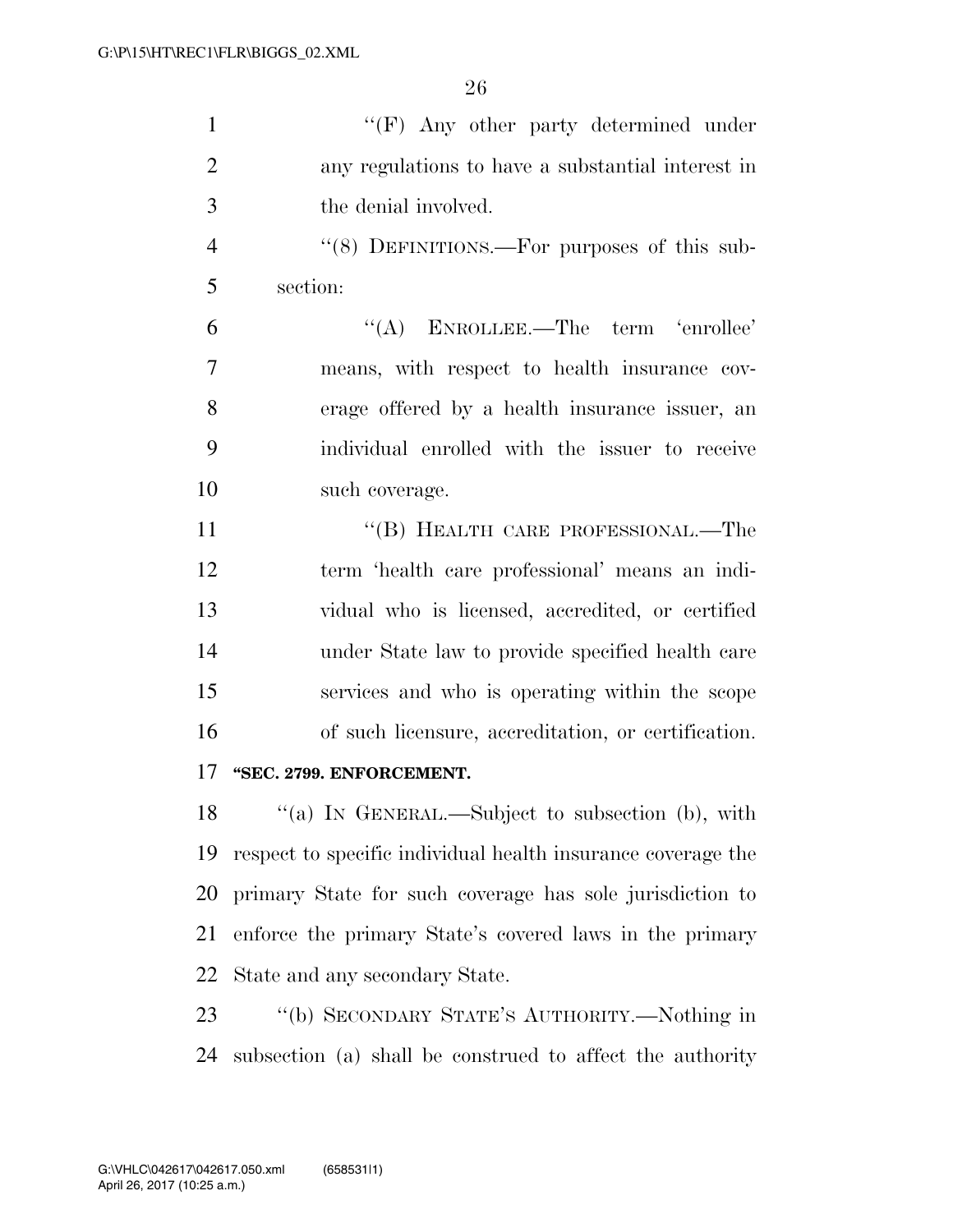"(F) Any other party determined under any regulations to have a substantial interest in the denial involved.

"(8) DEFINITIONS.—For purposes of this subsection:

"(A) ENROLLEE.—The term 'enrollee' means, with respect to health insurance coverage offered by a health insurance issuer, an individual enrolled with the issuer to receive such coverage.

"(B) HEALTH CARE PROFESSIONAL.—The term 'health care professional' means an individual who is licensed, accredited, or certified under State law to provide specified health care services and who is operating within the scope of such licensure, accreditation, or certification.

**"SEC. 2799. ENFORCEMENT.**

"(a) IN GENERAL.—Subject to subsection (b), with respect to specific individual health insurance coverage the primary State for such coverage has sole jurisdiction to enforce the primary State's covered laws in the primary State and any secondary State.

"(b) SECONDARY STATE'S AUTHORITY.—Nothing in subsection (a) shall be construed to affect the authority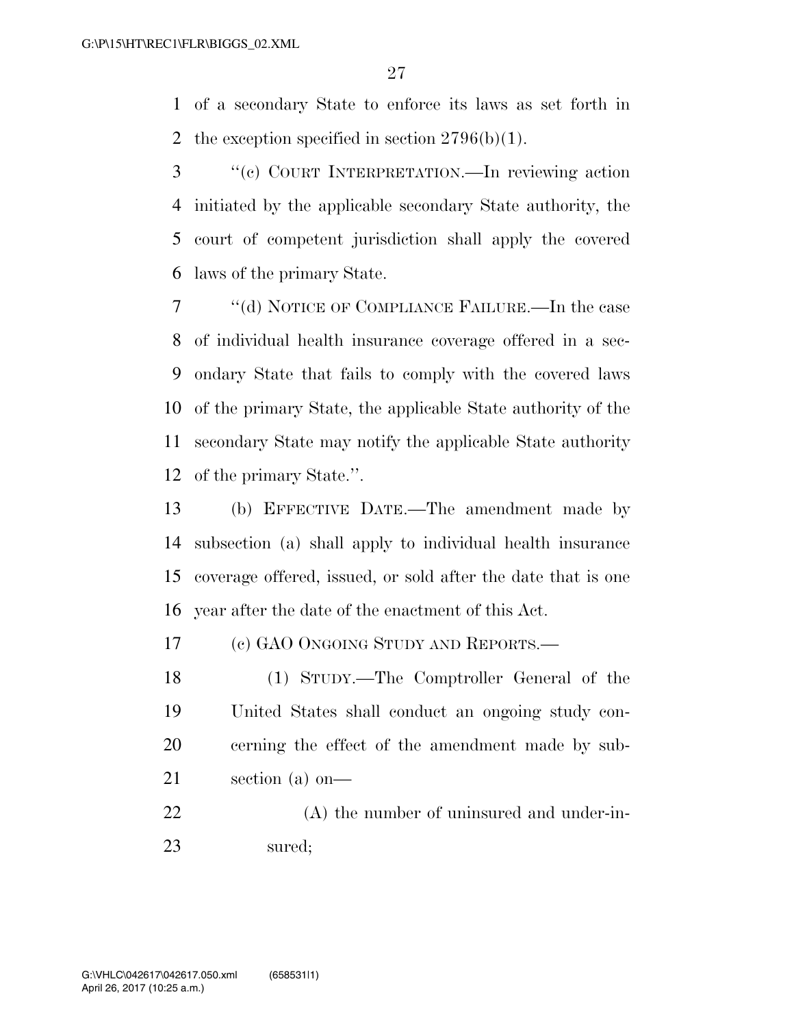of a secondary State to enforce its laws as set forth in the exception specified in section 2796(b)(1).

"(c) COURT INTERPRETATION.—In reviewing action initiated by the applicable secondary State authority, the court of competent jurisdiction shall apply the covered laws of the primary State.

"(d) NOTICE OF COMPLIANCE FAILURE.—In the case of individual health insurance coverage offered in a secondary State that fails to comply with the covered laws of the primary State, the applicable State authority of the secondary State may notify the applicable State authority of the primary State.".

(b) EFFECTIVE DATE.—The amendment made by subsection (a) shall apply to individual health insurance coverage offered, issued, or sold after the date that is one year after the date of the enactment of this Act.

(c) GAO ONGOING STUDY AND REPORTS.—

(1) STUDY.—The Comptroller General of the United States shall conduct an ongoing study concerning the effect of the amendment made by subsection (a) on—

(A) the number of uninsured and under-insured;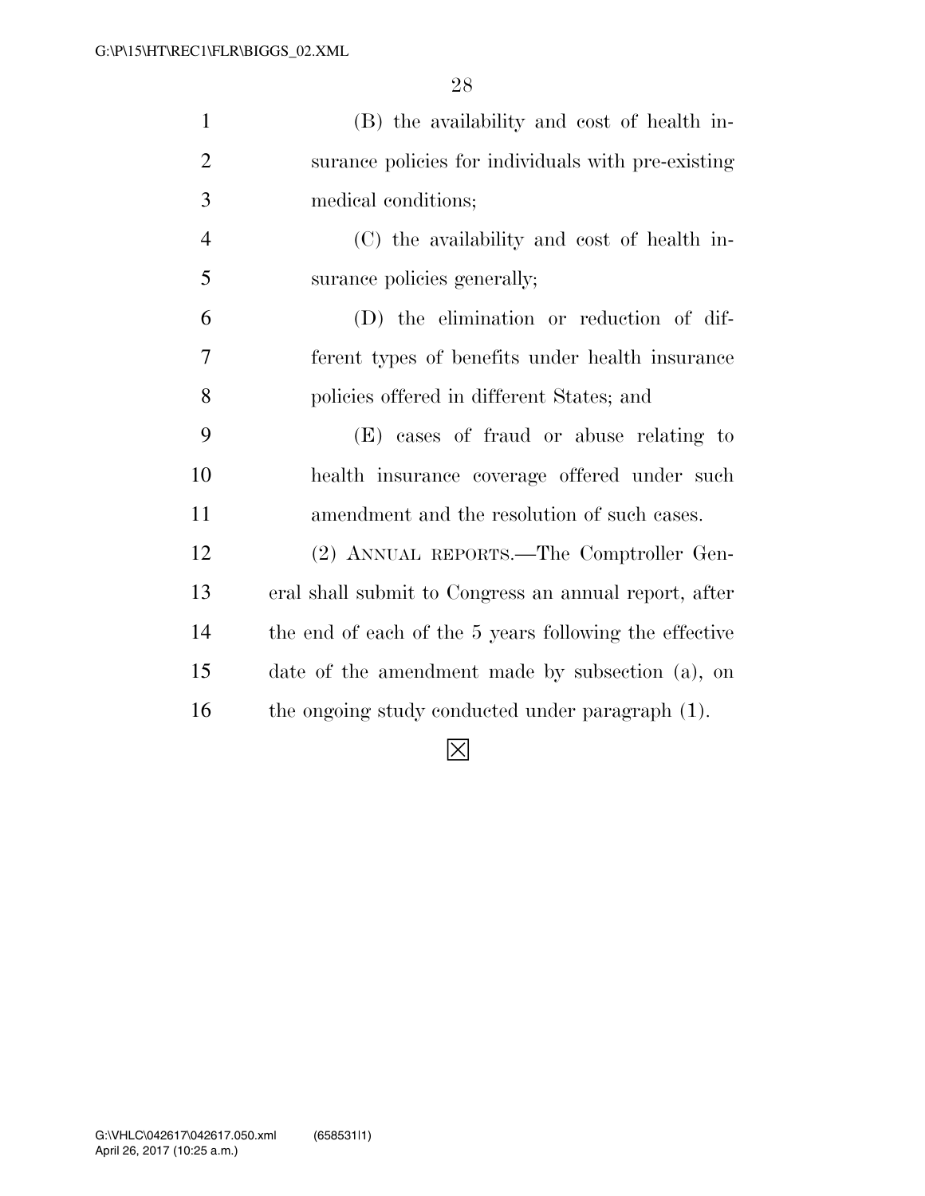(B) the availability and cost of health insurance policies for individuals with pre-existing medical conditions;

(C) the availability and cost of health insurance policies generally;

(D) the elimination or reduction of different types of benefits under health insurance policies offered in different States; and

(E) cases of fraud or abuse relating to health insurance coverage offered under such amendment and the resolution of such cases.

(2) ANNUAL REPORTS.—The Comptroller General shall submit to Congress an annual report, after the end of each of the 5 years following the effective date of the amendment made by subsection (a), on the ongoing study conducted under paragraph (1).